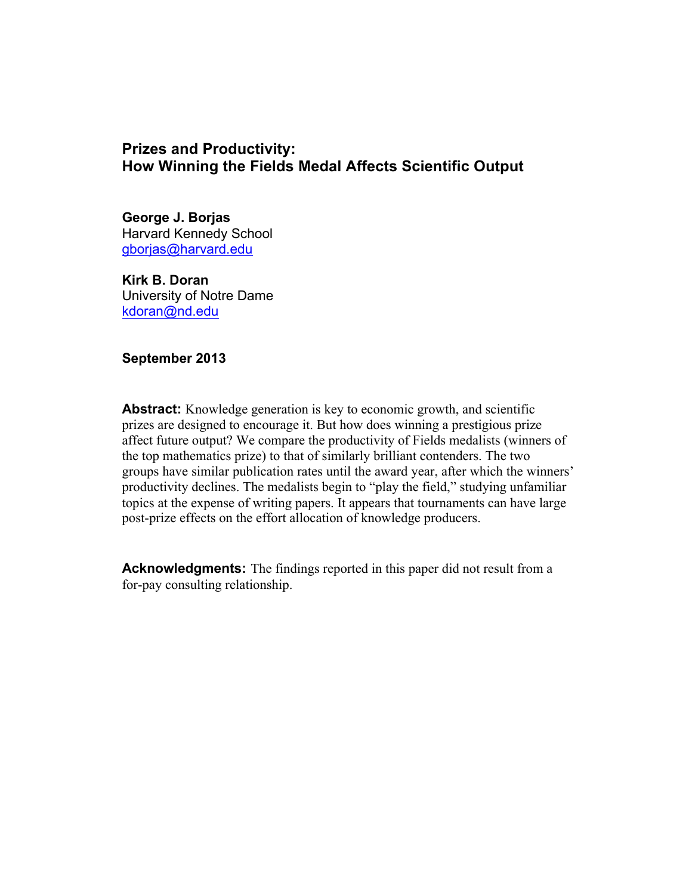# Prizes and Productivity: How Winning the Fields Medal Affects Scientific Output

**George J. Borjas**
Harvard Kennedy School
gborjas@harvard.edu

**Kirk B. Doran**
University of Notre Dame
kdoran@nd.edu

**September 2013**

**Abstract:** Knowledge generation is key to economic growth, and scientific prizes are designed to encourage it. But how does winning a prestigious prize affect future output? We compare the productivity of Fields medalists (winners of the top mathematics prize) to that of similarly brilliant contenders. The two groups have similar publication rates until the award year, after which the winners' productivity declines. The medalists begin to "play the field," studying unfamiliar topics at the expense of writing papers. It appears that tournaments can have large post-prize effects on the effort allocation of knowledge producers.

**Acknowledgments:** The findings reported in this paper did not result from a for-pay consulting relationship.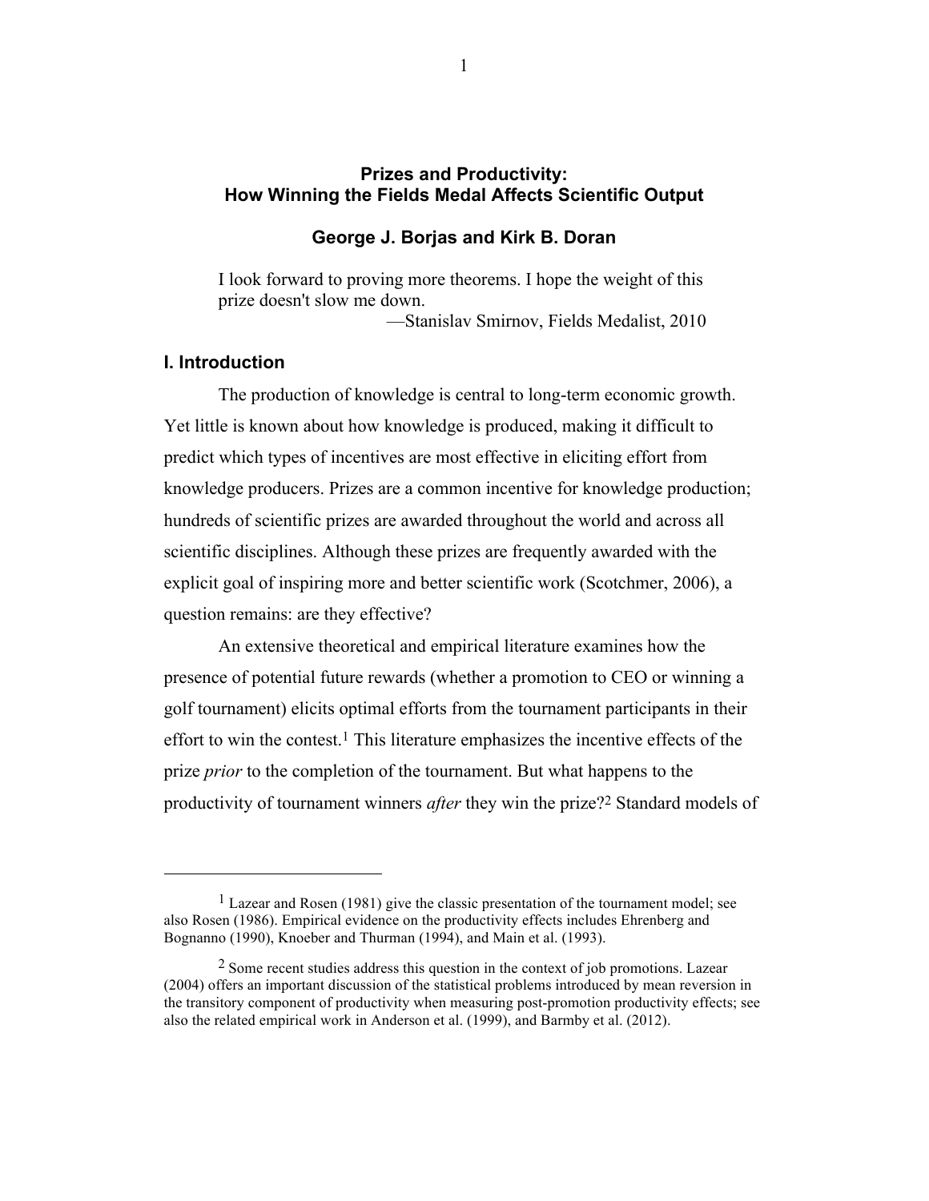# Prizes and Productivity:
# How Winning the Fields Medal Affects Scientific Output

**George J. Borjas and Kirk B. Doran**

> I look forward to proving more theorems. I hope the weight of this prize doesn't slow me down.
>
> —Stanislav Smirnov, Fields Medalist, 2010

## I. Introduction

The production of knowledge is central to long-term economic growth. Yet little is known about how knowledge is produced, making it difficult to predict which types of incentives are most effective in eliciting effort from knowledge producers. Prizes are a common incentive for knowledge production; hundreds of scientific prizes are awarded throughout the world and across all scientific disciplines. Although these prizes are frequently awarded with the explicit goal of inspiring more and better scientific work (Scotchmer, 2006), a question remains: are they effective?

An extensive theoretical and empirical literature examines how the presence of potential future rewards (whether a promotion to CEO or winning a golf tournament) elicits optimal efforts from the tournament participants in their effort to win the contest.[1] This literature emphasizes the incentive effects of the prize *prior* to the completion of the tournament. But what happens to the productivity of tournament winners *after* they win the prize?[2] Standard models of

[1] Lazear and Rosen (1981) give the classic presentation of the tournament model; see also Rosen (1986). Empirical evidence on the productivity effects includes Ehrenberg and Bognanno (1990), Knoeber and Thurman (1994), and Main et al. (1993).

[2] Some recent studies address this question in the context of job promotions. Lazear (2004) offers an important discussion of the statistical problems introduced by mean reversion in the transitory component of productivity when measuring post-promotion productivity effects; see also the related empirical work in Anderson et al. (1999), and Barmby et al. (2012).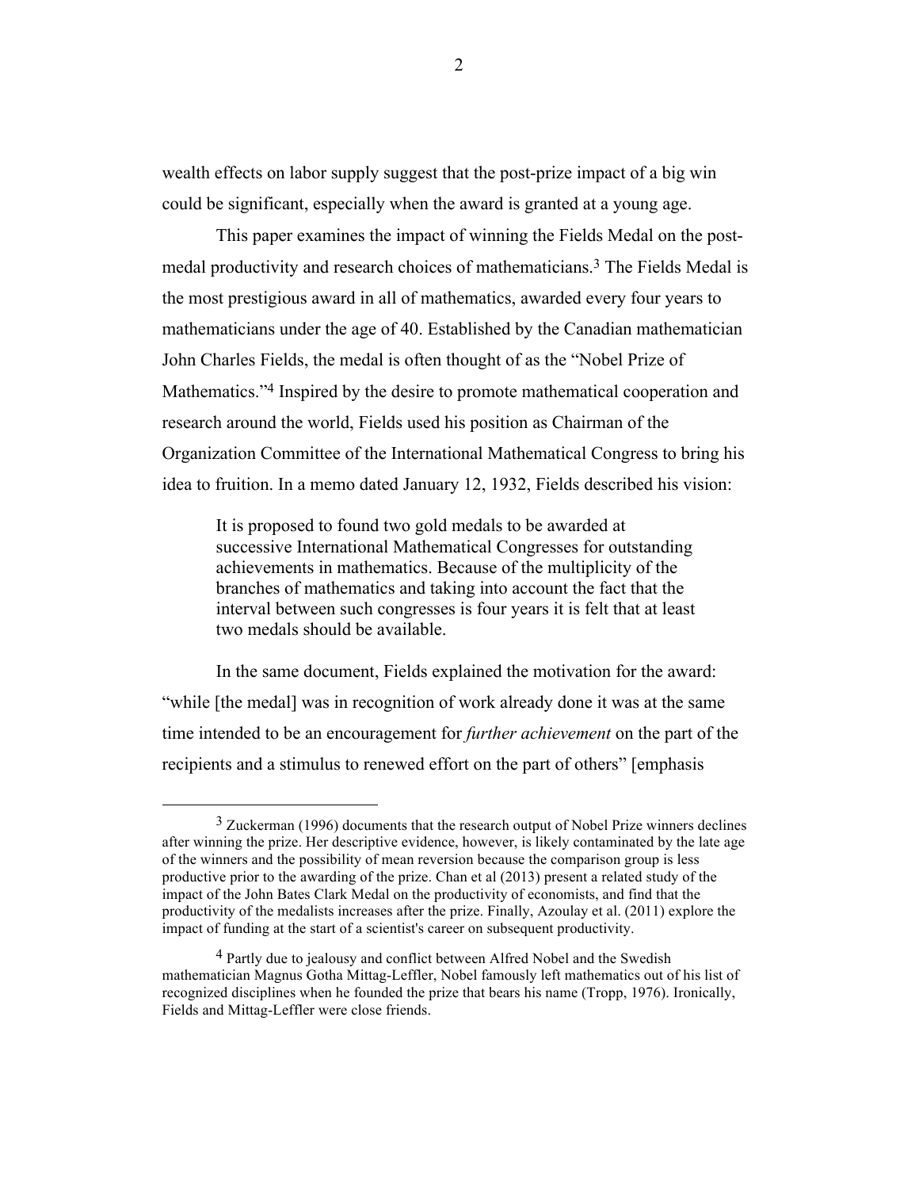wealth effects on labor supply suggest that the post-prize impact of a big win could be significant, especially when the award is granted at a young age.

This paper examines the impact of winning the Fields Medal on the post-medal productivity and research choices of mathematicians.[3] The Fields Medal is the most prestigious award in all of mathematics, awarded every four years to mathematicians under the age of 40. Established by the Canadian mathematician John Charles Fields, the medal is often thought of as the "Nobel Prize of Mathematics."[4] Inspired by the desire to promote mathematical cooperation and research around the world, Fields used his position as Chairman of the Organization Committee of the International Mathematical Congress to bring his idea to fruition. In a memo dated January 12, 1932, Fields described his vision:

> It is proposed to found two gold medals to be awarded at successive International Mathematical Congresses for outstanding achievements in mathematics. Because of the multiplicity of the branches of mathematics and taking into account the fact that the interval between such congresses is four years it is felt that at least two medals should be available.

In the same document, Fields explained the motivation for the award: "while [the medal] was in recognition of work already done it was at the same time intended to be an encouragement for *further achievement* on the part of the recipients and a stimulus to renewed effort on the part of others" [emphasis

---

[3] Zuckerman (1996) documents that the research output of Nobel Prize winners declines after winning the prize. Her descriptive evidence, however, is likely contaminated by the late age of the winners and the possibility of mean reversion because the comparison group is less productive prior to the awarding of the prize. Chan et al (2013) present a related study of the impact of the John Bates Clark Medal on the productivity of economists, and find that the productivity of the medalists increases after the prize. Finally, Azoulay et al. (2011) explore the impact of funding at the start of a scientist's career on subsequent productivity.

[4] Partly due to jealousy and conflict between Alfred Nobel and the Swedish mathematician Magnus Gotha Mittag-Leffler, Nobel famously left mathematics out of his list of recognized disciplines when he founded the prize that bears his name (Tropp, 1976). Ironically, Fields and Mittag-Leffler were close friends.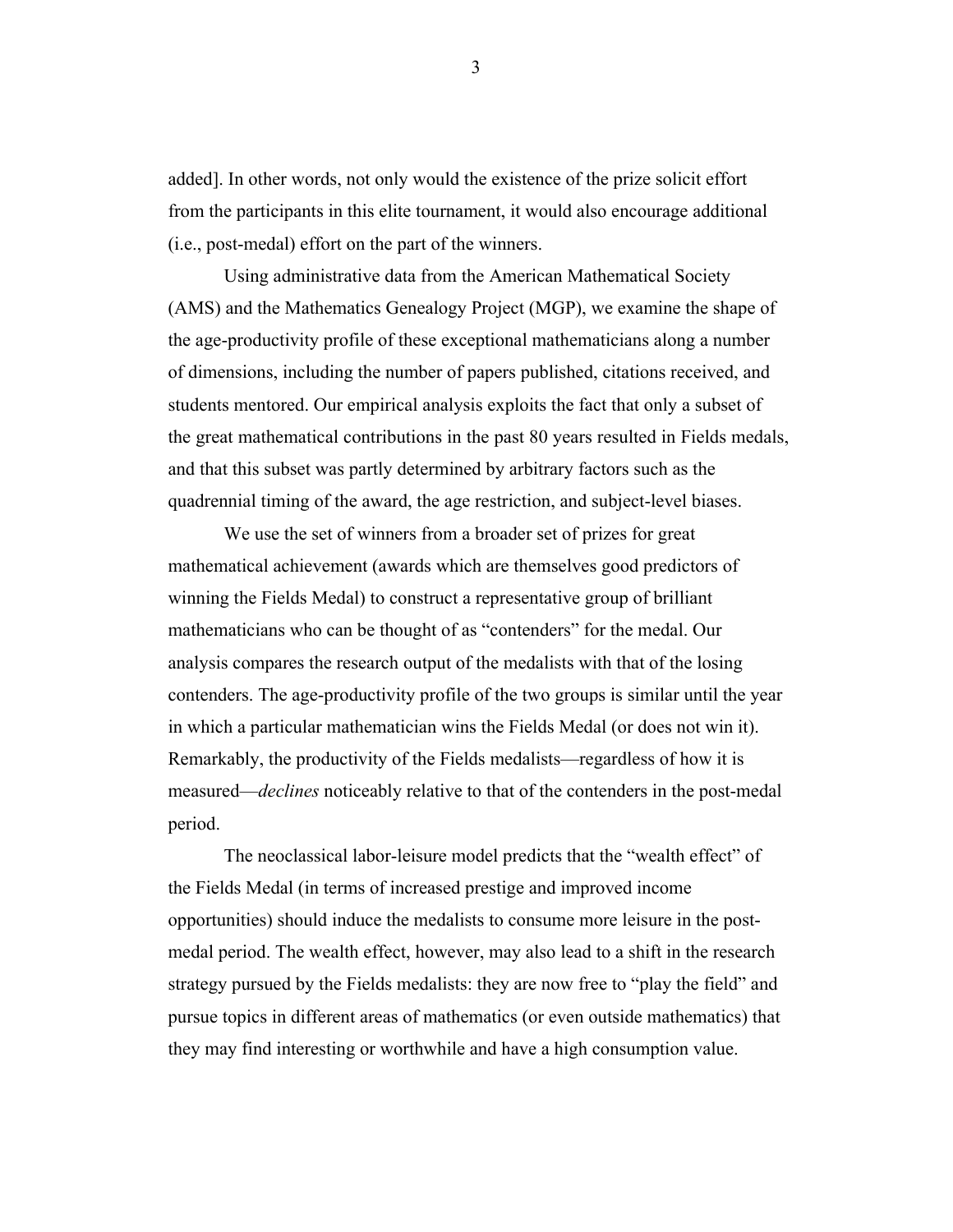added]. In other words, not only would the existence of the prize solicit effort from the participants in this elite tournament, it would also encourage additional (i.e., post-medal) effort on the part of the winners.

Using administrative data from the American Mathematical Society (AMS) and the Mathematics Genealogy Project (MGP), we examine the shape of the age-productivity profile of these exceptional mathematicians along a number of dimensions, including the number of papers published, citations received, and students mentored. Our empirical analysis exploits the fact that only a subset of the great mathematical contributions in the past 80 years resulted in Fields medals, and that this subset was partly determined by arbitrary factors such as the quadrennial timing of the award, the age restriction, and subject-level biases.

We use the set of winners from a broader set of prizes for great mathematical achievement (awards which are themselves good predictors of winning the Fields Medal) to construct a representative group of brilliant mathematicians who can be thought of as "contenders" for the medal. Our analysis compares the research output of the medalists with that of the losing contenders. The age-productivity profile of the two groups is similar until the year in which a particular mathematician wins the Fields Medal (or does not win it). Remarkably, the productivity of the Fields medalists—regardless of how it is measured—*declines* noticeably relative to that of the contenders in the post-medal period.

The neoclassical labor-leisure model predicts that the "wealth effect" of the Fields Medal (in terms of increased prestige and improved income opportunities) should induce the medalists to consume more leisure in the post-medal period. The wealth effect, however, may also lead to a shift in the research strategy pursued by the Fields medalists: they are now free to "play the field" and pursue topics in different areas of mathematics (or even outside mathematics) that they may find interesting or worthwhile and have a high consumption value.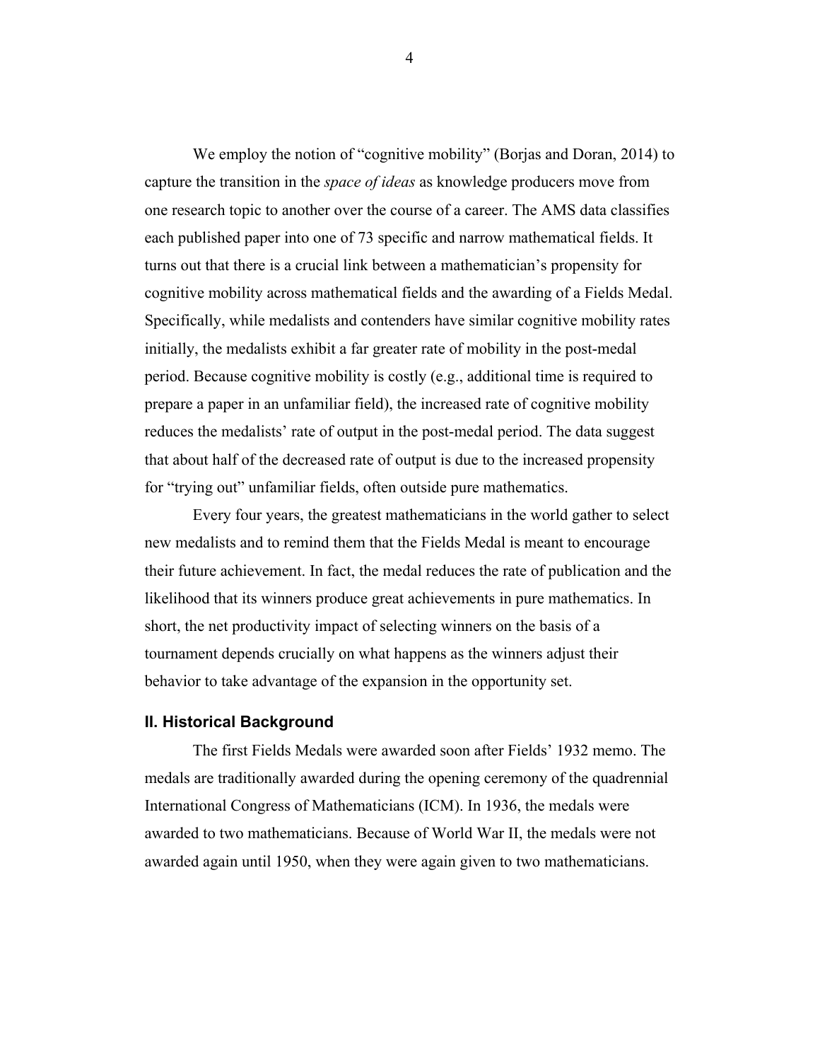We employ the notion of "cognitive mobility" (Borjas and Doran, 2014) to capture the transition in the *space of ideas* as knowledge producers move from one research topic to another over the course of a career. The AMS data classifies each published paper into one of 73 specific and narrow mathematical fields. It turns out that there is a crucial link between a mathematician's propensity for cognitive mobility across mathematical fields and the awarding of a Fields Medal. Specifically, while medalists and contenders have similar cognitive mobility rates initially, the medalists exhibit a far greater rate of mobility in the post-medal period. Because cognitive mobility is costly (e.g., additional time is required to prepare a paper in an unfamiliar field), the increased rate of cognitive mobility reduces the medalists' rate of output in the post-medal period. The data suggest that about half of the decreased rate of output is due to the increased propensity for "trying out" unfamiliar fields, often outside pure mathematics.

Every four years, the greatest mathematicians in the world gather to select new medalists and to remind them that the Fields Medal is meant to encourage their future achievement. In fact, the medal reduces the rate of publication and the likelihood that its winners produce great achievements in pure mathematics. In short, the net productivity impact of selecting winners on the basis of a tournament depends crucially on what happens as the winners adjust their behavior to take advantage of the expansion in the opportunity set.

## II. Historical Background

The first Fields Medals were awarded soon after Fields' 1932 memo. The medals are traditionally awarded during the opening ceremony of the quadrennial International Congress of Mathematicians (ICM). In 1936, the medals were awarded to two mathematicians. Because of World War II, the medals were not awarded again until 1950, when they were again given to two mathematicians.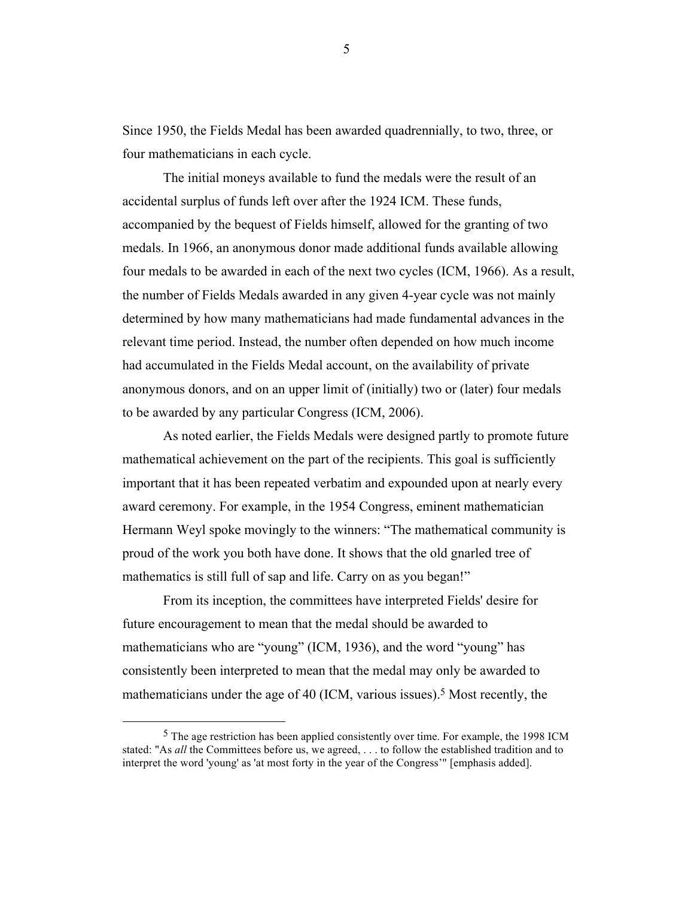Since 1950, the Fields Medal has been awarded quadrennially, to two, three, or four mathematicians in each cycle.

The initial moneys available to fund the medals were the result of an accidental surplus of funds left over after the 1924 ICM. These funds, accompanied by the bequest of Fields himself, allowed for the granting of two medals. In 1966, an anonymous donor made additional funds available allowing four medals to be awarded in each of the next two cycles (ICM, 1966). As a result, the number of Fields Medals awarded in any given 4-year cycle was not mainly determined by how many mathematicians had made fundamental advances in the relevant time period. Instead, the number often depended on how much income had accumulated in the Fields Medal account, on the availability of private anonymous donors, and on an upper limit of (initially) two or (later) four medals to be awarded by any particular Congress (ICM, 2006).

As noted earlier, the Fields Medals were designed partly to promote future mathematical achievement on the part of the recipients. This goal is sufficiently important that it has been repeated verbatim and expounded upon at nearly every award ceremony. For example, in the 1954 Congress, eminent mathematician Hermann Weyl spoke movingly to the winners: "The mathematical community is proud of the work you both have done. It shows that the old gnarled tree of mathematics is still full of sap and life. Carry on as you began!"

From its inception, the committees have interpreted Fields' desire for future encouragement to mean that the medal should be awarded to mathematicians who are "young" (ICM, 1936), and the word "young" has consistently been interpreted to mean that the medal may only be awarded to mathematicians under the age of 40 (ICM, various issues).[5] Most recently, the

[5] The age restriction has been applied consistently over time. For example, the 1998 ICM stated: "As *all* the Committees before us, we agreed, . . . to follow the established tradition and to interpret the word 'young' as 'at most forty in the year of the Congress'" [emphasis added].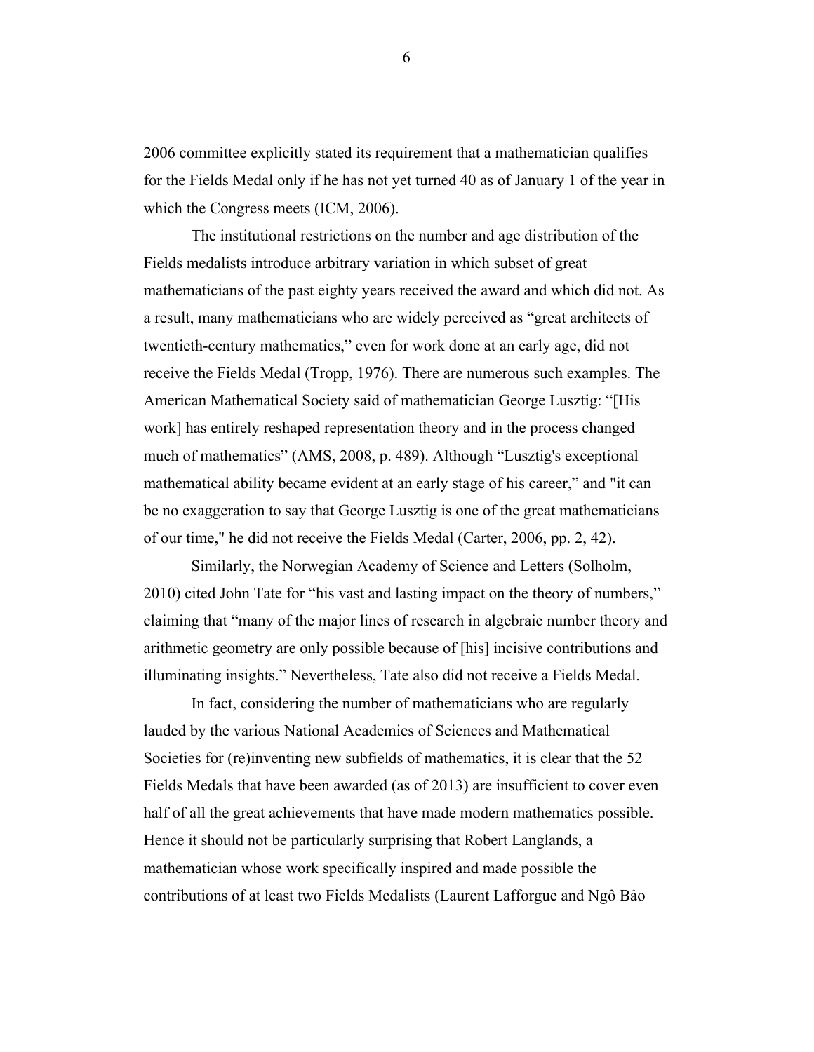2006 committee explicitly stated its requirement that a mathematician qualifies for the Fields Medal only if he has not yet turned 40 as of January 1 of the year in which the Congress meets (ICM, 2006).

The institutional restrictions on the number and age distribution of the Fields medalists introduce arbitrary variation in which subset of great mathematicians of the past eighty years received the award and which did not. As a result, many mathematicians who are widely perceived as "great architects of twentieth-century mathematics," even for work done at an early age, did not receive the Fields Medal (Tropp, 1976). There are numerous such examples. The American Mathematical Society said of mathematician George Lusztig: "[His work] has entirely reshaped representation theory and in the process changed much of mathematics" (AMS, 2008, p. 489). Although "Lusztig's exceptional mathematical ability became evident at an early stage of his career," and "it can be no exaggeration to say that George Lusztig is one of the great mathematicians of our time," he did not receive the Fields Medal (Carter, 2006, pp. 2, 42).

Similarly, the Norwegian Academy of Science and Letters (Solholm, 2010) cited John Tate for "his vast and lasting impact on the theory of numbers," claiming that "many of the major lines of research in algebraic number theory and arithmetic geometry are only possible because of [his] incisive contributions and illuminating insights." Nevertheless, Tate also did not receive a Fields Medal.

In fact, considering the number of mathematicians who are regularly lauded by the various National Academies of Sciences and Mathematical Societies for (re)inventing new subfields of mathematics, it is clear that the 52 Fields Medals that have been awarded (as of 2013) are insufficient to cover even half of all the great achievements that have made modern mathematics possible. Hence it should not be particularly surprising that Robert Langlands, a mathematician whose work specifically inspired and made possible the contributions of at least two Fields Medalists (Laurent Lafforgue and Ngô Bảo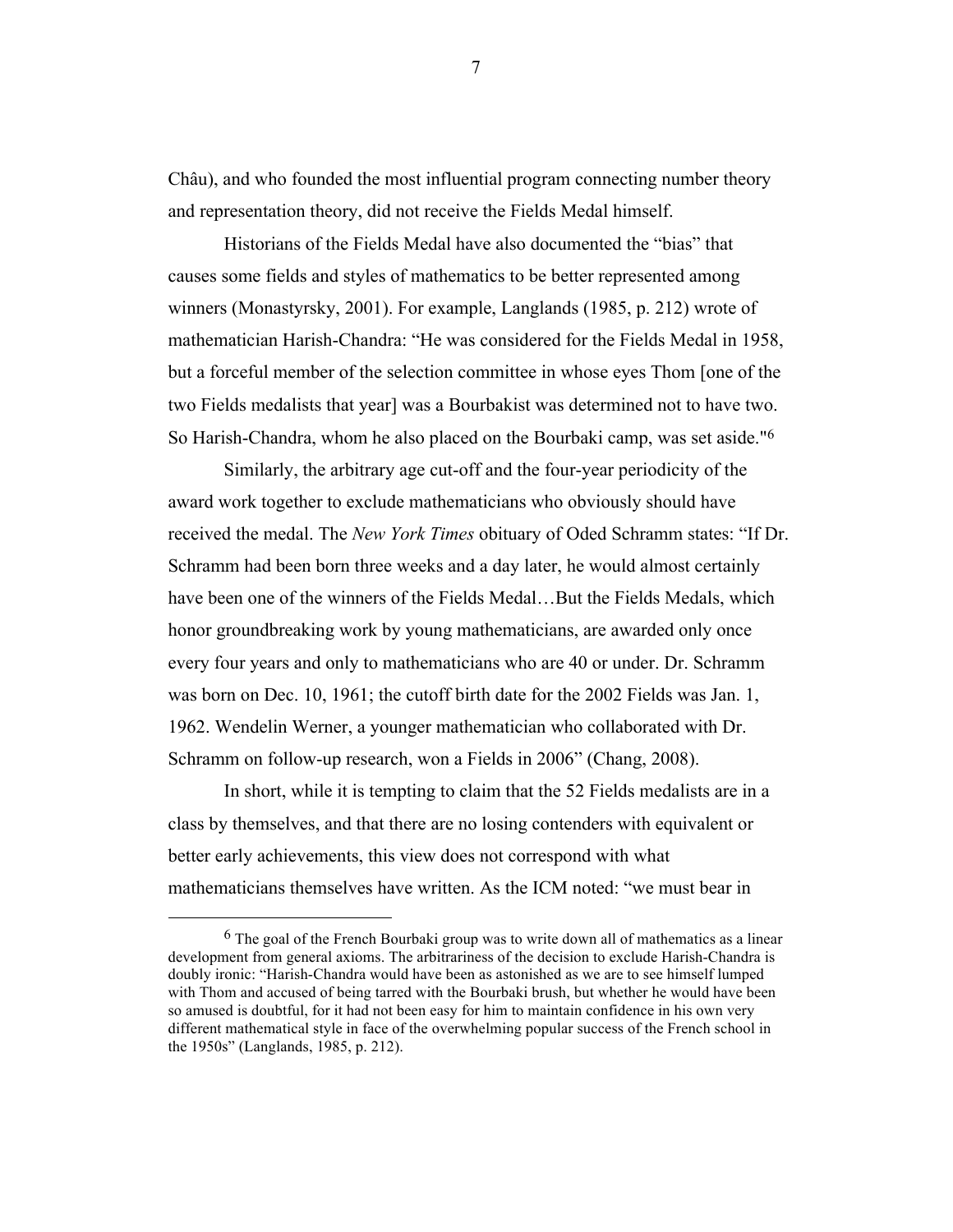Châu), and who founded the most influential program connecting number theory and representation theory, did not receive the Fields Medal himself.

Historians of the Fields Medal have also documented the "bias" that causes some fields and styles of mathematics to be better represented among winners (Monastyrsky, 2001). For example, Langlands (1985, p. 212) wrote of mathematician Harish-Chandra: "He was considered for the Fields Medal in 1958, but a forceful member of the selection committee in whose eyes Thom [one of the two Fields medalists that year] was a Bourbakist was determined not to have two. So Harish-Chandra, whom he also placed on the Bourbaki camp, was set aside."[6]

Similarly, the arbitrary age cut-off and the four-year periodicity of the award work together to exclude mathematicians who obviously should have received the medal. The *New York Times* obituary of Oded Schramm states: "If Dr. Schramm had been born three weeks and a day later, he would almost certainly have been one of the winners of the Fields Medal…But the Fields Medals, which honor groundbreaking work by young mathematicians, are awarded only once every four years and only to mathematicians who are 40 or under. Dr. Schramm was born on Dec. 10, 1961; the cutoff birth date for the 2002 Fields was Jan. 1, 1962. Wendelin Werner, a younger mathematician who collaborated with Dr. Schramm on follow-up research, won a Fields in 2006" (Chang, 2008).

In short, while it is tempting to claim that the 52 Fields medalists are in a class by themselves, and that there are no losing contenders with equivalent or better early achievements, this view does not correspond with what mathematicians themselves have written. As the ICM noted: "we must bear in

---

[6] The goal of the French Bourbaki group was to write down all of mathematics as a linear development from general axioms. The arbitrariness of the decision to exclude Harish-Chandra is doubly ironic: "Harish-Chandra would have been as astonished as we are to see himself lumped with Thom and accused of being tarred with the Bourbaki brush, but whether he would have been so amused is doubtful, for it had not been easy for him to maintain confidence in his own very different mathematical style in face of the overwhelming popular success of the French school in the 1950s" (Langlands, 1985, p. 212).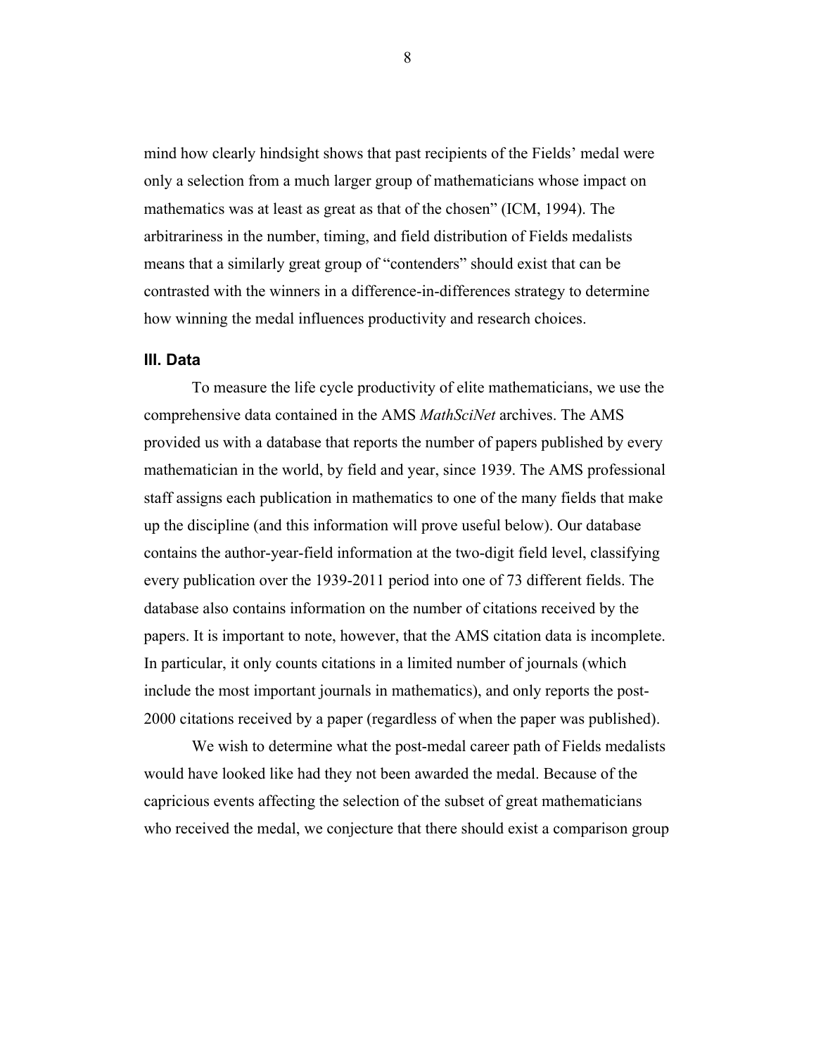mind how clearly hindsight shows that past recipients of the Fields' medal were only a selection from a much larger group of mathematicians whose impact on mathematics was at least as great as that of the chosen" (ICM, 1994). The arbitrariness in the number, timing, and field distribution of Fields medalists means that a similarly great group of "contenders" should exist that can be contrasted with the winners in a difference-in-differences strategy to determine how winning the medal influences productivity and research choices.

## III. Data

To measure the life cycle productivity of elite mathematicians, we use the comprehensive data contained in the AMS *MathSciNet* archives. The AMS provided us with a database that reports the number of papers published by every mathematician in the world, by field and year, since 1939. The AMS professional staff assigns each publication in mathematics to one of the many fields that make up the discipline (and this information will prove useful below). Our database contains the author-year-field information at the two-digit field level, classifying every publication over the 1939-2011 period into one of 73 different fields. The database also contains information on the number of citations received by the papers. It is important to note, however, that the AMS citation data is incomplete. In particular, it only counts citations in a limited number of journals (which include the most important journals in mathematics), and only reports the post-2000 citations received by a paper (regardless of when the paper was published).

We wish to determine what the post-medal career path of Fields medalists would have looked like had they not been awarded the medal. Because of the capricious events affecting the selection of the subset of great mathematicians who received the medal, we conjecture that there should exist a comparison group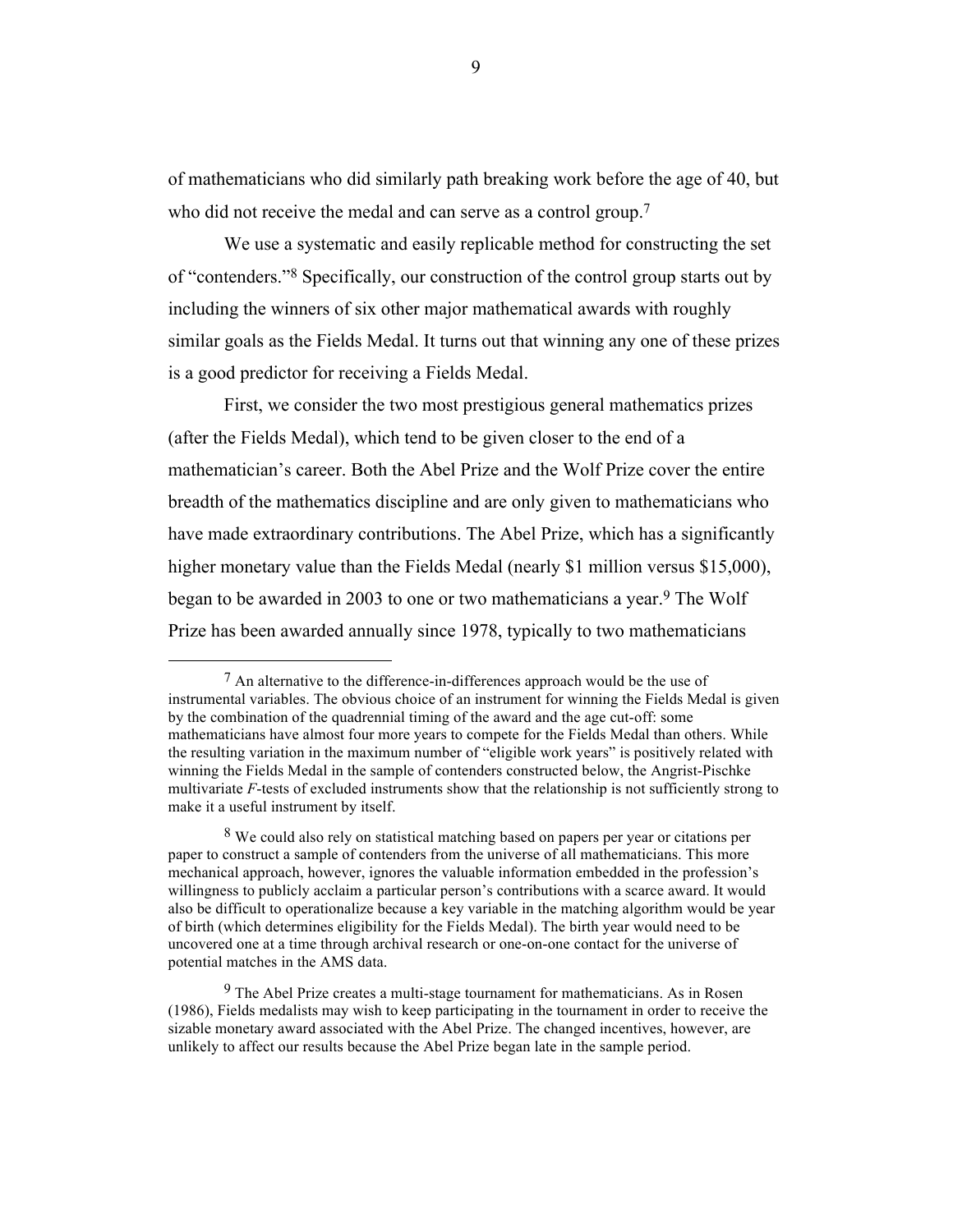of mathematicians who did similarly path breaking work before the age of 40, but who did not receive the medal and can serve as a control group.[7]

We use a systematic and easily replicable method for constructing the set of "contenders."[8] Specifically, our construction of the control group starts out by including the winners of six other major mathematical awards with roughly similar goals as the Fields Medal. It turns out that winning any one of these prizes is a good predictor for receiving a Fields Medal.

First, we consider the two most prestigious general mathematics prizes (after the Fields Medal), which tend to be given closer to the end of a mathematician's career. Both the Abel Prize and the Wolf Prize cover the entire breadth of the mathematics discipline and are only given to mathematicians who have made extraordinary contributions. The Abel Prize, which has a significantly higher monetary value than the Fields Medal (nearly $1 million versus $15,000), began to be awarded in 2003 to one or two mathematicians a year.[9] The Wolf Prize has been awarded annually since 1978, typically to two mathematicians

---

[7] An alternative to the difference-in-differences approach would be the use of instrumental variables. The obvious choice of an instrument for winning the Fields Medal is given by the combination of the quadrennial timing of the award and the age cut-off: some mathematicians have almost four more years to compete for the Fields Medal than others. While the resulting variation in the maximum number of "eligible work years" is positively related with winning the Fields Medal in the sample of contenders constructed below, the Angrist-Pischke multivariate *F*-tests of excluded instruments show that the relationship is not sufficiently strong to make it a useful instrument by itself.

[8] We could also rely on statistical matching based on papers per year or citations per paper to construct a sample of contenders from the universe of all mathematicians. This more mechanical approach, however, ignores the valuable information embedded in the profession's willingness to publicly acclaim a particular person's contributions with a scarce award. It would also be difficult to operationalize because a key variable in the matching algorithm would be year of birth (which determines eligibility for the Fields Medal). The birth year would need to be uncovered one at a time through archival research or one-on-one contact for the universe of potential matches in the AMS data.

[9] The Abel Prize creates a multi-stage tournament for mathematicians. As in Rosen (1986), Fields medalists may wish to keep participating in the tournament in order to receive the sizable monetary award associated with the Abel Prize. The changed incentives, however, are unlikely to affect our results because the Abel Prize began late in the sample period.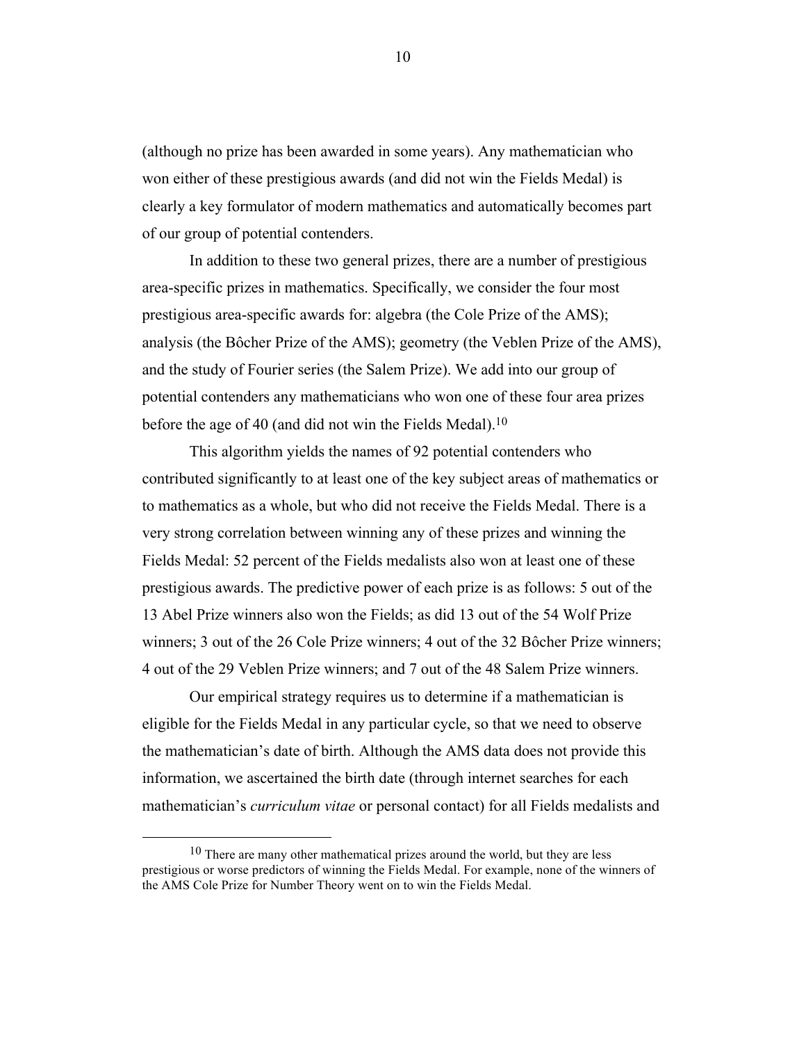(although no prize has been awarded in some years). Any mathematician who won either of these prestigious awards (and did not win the Fields Medal) is clearly a key formulator of modern mathematics and automatically becomes part of our group of potential contenders.

In addition to these two general prizes, there are a number of prestigious area-specific prizes in mathematics. Specifically, we consider the four most prestigious area-specific awards for: algebra (the Cole Prize of the AMS); analysis (the Bôcher Prize of the AMS); geometry (the Veblen Prize of the AMS), and the study of Fourier series (the Salem Prize). We add into our group of potential contenders any mathematicians who won one of these four area prizes before the age of 40 (and did not win the Fields Medal).[10]

This algorithm yields the names of 92 potential contenders who contributed significantly to at least one of the key subject areas of mathematics or to mathematics as a whole, but who did not receive the Fields Medal. There is a very strong correlation between winning any of these prizes and winning the Fields Medal: 52 percent of the Fields medalists also won at least one of these prestigious awards. The predictive power of each prize is as follows: 5 out of the 13 Abel Prize winners also won the Fields; as did 13 out of the 54 Wolf Prize winners; 3 out of the 26 Cole Prize winners; 4 out of the 32 Bôcher Prize winners; 4 out of the 29 Veblen Prize winners; and 7 out of the 48 Salem Prize winners.

Our empirical strategy requires us to determine if a mathematician is eligible for the Fields Medal in any particular cycle, so that we need to observe the mathematician's date of birth. Although the AMS data does not provide this information, we ascertained the birth date (through internet searches for each mathematician's *curriculum vitae* or personal contact) for all Fields medalists and

[10] There are many other mathematical prizes around the world, but they are less prestigious or worse predictors of winning the Fields Medal. For example, none of the winners of the AMS Cole Prize for Number Theory went on to win the Fields Medal.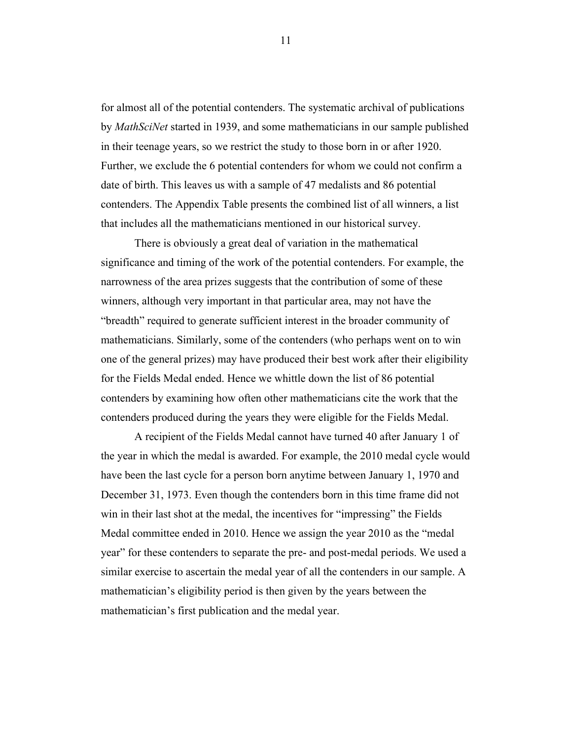for almost all of the potential contenders. The systematic archival of publications by *MathSciNet* started in 1939, and some mathematicians in our sample published in their teenage years, so we restrict the study to those born in or after 1920. Further, we exclude the 6 potential contenders for whom we could not confirm a date of birth. This leaves us with a sample of 47 medalists and 86 potential contenders. The Appendix Table presents the combined list of all winners, a list that includes all the mathematicians mentioned in our historical survey.

There is obviously a great deal of variation in the mathematical significance and timing of the work of the potential contenders. For example, the narrowness of the area prizes suggests that the contribution of some of these winners, although very important in that particular area, may not have the "breadth" required to generate sufficient interest in the broader community of mathematicians. Similarly, some of the contenders (who perhaps went on to win one of the general prizes) may have produced their best work after their eligibility for the Fields Medal ended. Hence we whittle down the list of 86 potential contenders by examining how often other mathematicians cite the work that the contenders produced during the years they were eligible for the Fields Medal.

A recipient of the Fields Medal cannot have turned 40 after January 1 of the year in which the medal is awarded. For example, the 2010 medal cycle would have been the last cycle for a person born anytime between January 1, 1970 and December 31, 1973. Even though the contenders born in this time frame did not win in their last shot at the medal, the incentives for "impressing" the Fields Medal committee ended in 2010. Hence we assign the year 2010 as the "medal year" for these contenders to separate the pre- and post-medal periods. We used a similar exercise to ascertain the medal year of all the contenders in our sample. A mathematician's eligibility period is then given by the years between the mathematician's first publication and the medal year.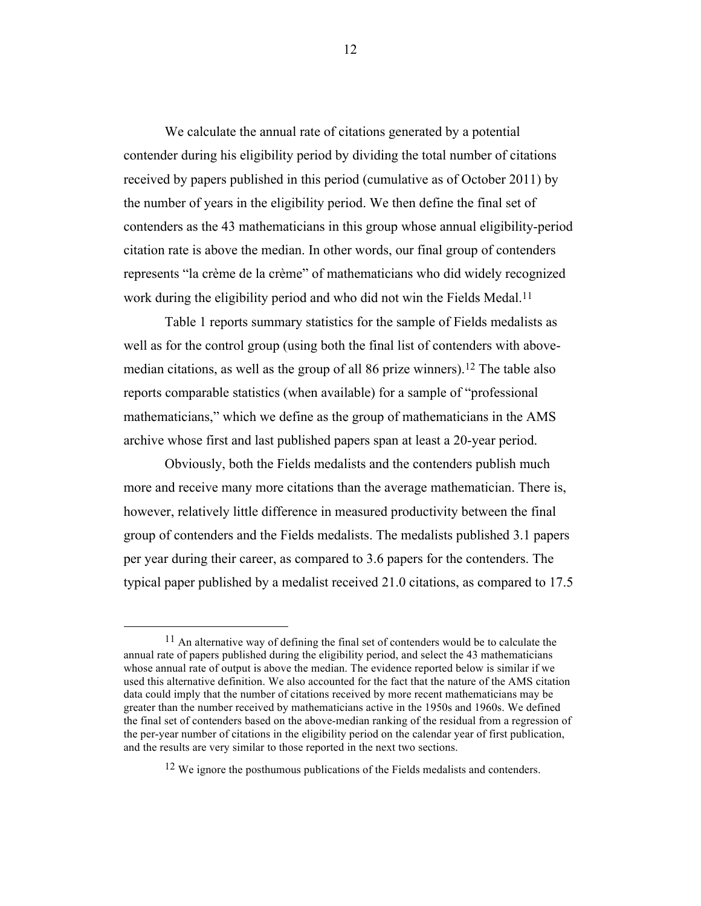We calculate the annual rate of citations generated by a potential contender during his eligibility period by dividing the total number of citations received by papers published in this period (cumulative as of October 2011) by the number of years in the eligibility period. We then define the final set of contenders as the 43 mathematicians in this group whose annual eligibility-period citation rate is above the median. In other words, our final group of contenders represents "la crème de la crème" of mathematicians who did widely recognized work during the eligibility period and who did not win the Fields Medal.[11]

Table 1 reports summary statistics for the sample of Fields medalists as well as for the control group (using both the final list of contenders with above-median citations, as well as the group of all 86 prize winners).[12] The table also reports comparable statistics (when available) for a sample of "professional mathematicians," which we define as the group of mathematicians in the AMS archive whose first and last published papers span at least a 20-year period.

Obviously, both the Fields medalists and the contenders publish much more and receive many more citations than the average mathematician. There is, however, relatively little difference in measured productivity between the final group of contenders and the Fields medalists. The medalists published 3.1 papers per year during their career, as compared to 3.6 papers for the contenders. The typical paper published by a medalist received 21.0 citations, as compared to 17.5

---

[11] An alternative way of defining the final set of contenders would be to calculate the annual rate of papers published during the eligibility period, and select the 43 mathematicians whose annual rate of output is above the median. The evidence reported below is similar if we used this alternative definition. We also accounted for the fact that the nature of the AMS citation data could imply that the number of citations received by more recent mathematicians may be greater than the number received by mathematicians active in the 1950s and 1960s. We defined the final set of contenders based on the above-median ranking of the residual from a regression of the per-year number of citations in the eligibility period on the calendar year of first publication, and the results are very similar to those reported in the next two sections.

[12] We ignore the posthumous publications of the Fields medalists and contenders.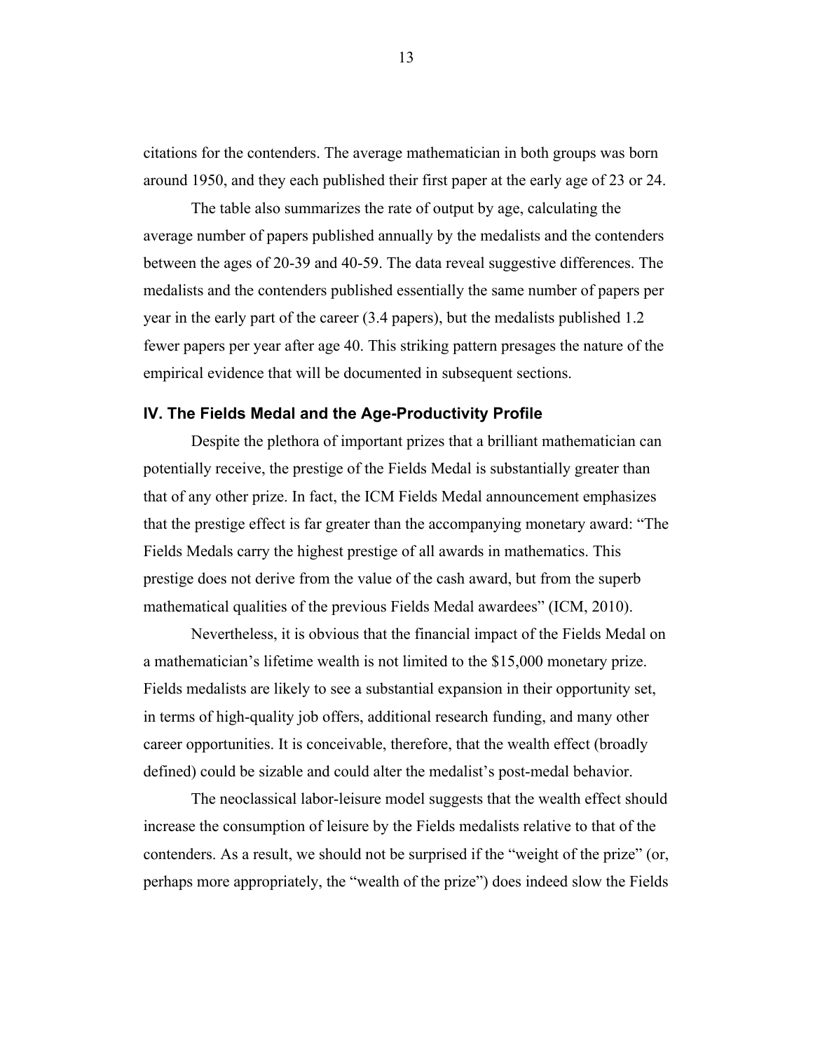citations for the contenders. The average mathematician in both groups was born around 1950, and they each published their first paper at the early age of 23 or 24.

The table also summarizes the rate of output by age, calculating the average number of papers published annually by the medalists and the contenders between the ages of 20-39 and 40-59. The data reveal suggestive differences. The medalists and the contenders published essentially the same number of papers per year in the early part of the career (3.4 papers), but the medalists published 1.2 fewer papers per year after age 40. This striking pattern presages the nature of the empirical evidence that will be documented in subsequent sections.

## IV. The Fields Medal and the Age-Productivity Profile

Despite the plethora of important prizes that a brilliant mathematician can potentially receive, the prestige of the Fields Medal is substantially greater than that of any other prize. In fact, the ICM Fields Medal announcement emphasizes that the prestige effect is far greater than the accompanying monetary award: "The Fields Medals carry the highest prestige of all awards in mathematics. This prestige does not derive from the value of the cash award, but from the superb mathematical qualities of the previous Fields Medal awardees" (ICM, 2010).

Nevertheless, it is obvious that the financial impact of the Fields Medal on a mathematician's lifetime wealth is not limited to the $15,000 monetary prize. Fields medalists are likely to see a substantial expansion in their opportunity set, in terms of high-quality job offers, additional research funding, and many other career opportunities. It is conceivable, therefore, that the wealth effect (broadly defined) could be sizable and could alter the medalist's post-medal behavior.

The neoclassical labor-leisure model suggests that the wealth effect should increase the consumption of leisure by the Fields medalists relative to that of the contenders. As a result, we should not be surprised if the "weight of the prize" (or, perhaps more appropriately, the "wealth of the prize") does indeed slow the Fields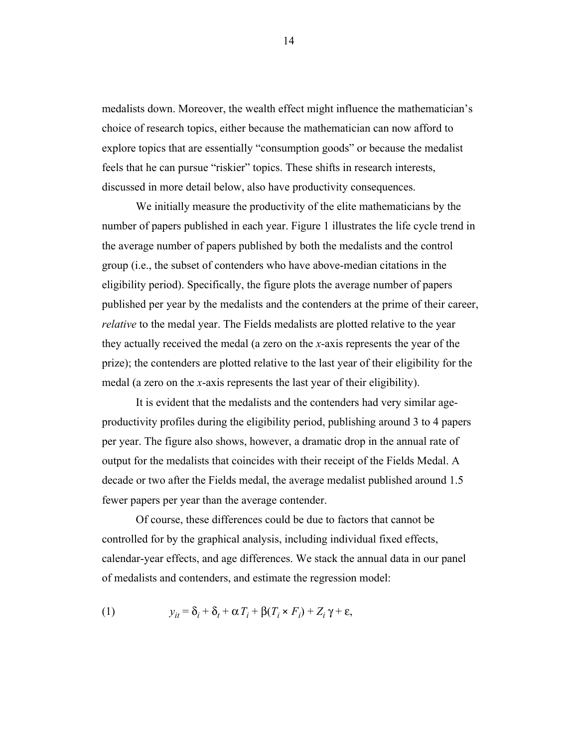medalists down. Moreover, the wealth effect might influence the mathematician's choice of research topics, either because the mathematician can now afford to explore topics that are essentially "consumption goods" or because the medalist feels that he can pursue "riskier" topics. These shifts in research interests, discussed in more detail below, also have productivity consequences.

We initially measure the productivity of the elite mathematicians by the number of papers published in each year. Figure 1 illustrates the life cycle trend in the average number of papers published by both the medalists and the control group (i.e., the subset of contenders who have above-median citations in the eligibility period). Specifically, the figure plots the average number of papers published per year by the medalists and the contenders at the prime of their career, *relative* to the medal year. The Fields medalists are plotted relative to the year they actually received the medal (a zero on the *x*-axis represents the year of the prize); the contenders are plotted relative to the last year of their eligibility for the medal (a zero on the *x*-axis represents the last year of their eligibility).

It is evident that the medalists and the contenders had very similar age-productivity profiles during the eligibility period, publishing around 3 to 4 papers per year. The figure also shows, however, a dramatic drop in the annual rate of output for the medalists that coincides with their receipt of the Fields Medal. A decade or two after the Fields medal, the average medalist published around 1.5 fewer papers per year than the average contender.

Of course, these differences could be due to factors that cannot be controlled for by the graphical analysis, including individual fixed effects, calendar-year effects, and age differences. We stack the annual data in our panel of medalists and contenders, and estimate the regression model:

$$y_{it} = \delta_i + \delta_t + \alpha T_i + \beta(T_i \times F_i) + Z_i \gamma + \varepsilon, \qquad (1)$$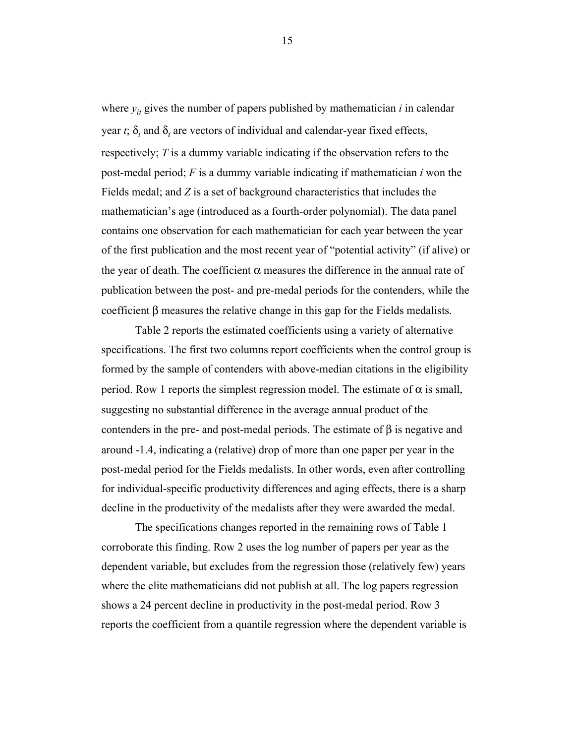where $y_{it}$ gives the number of papers published by mathematician $i$ in calendar year $t$; $\delta_i$ and $\delta_t$ are vectors of individual and calendar-year fixed effects, respectively; $T$ is a dummy variable indicating if the observation refers to the post-medal period; $F$ is a dummy variable indicating if mathematician $i$ won the Fields medal; and $Z$ is a set of background characteristics that includes the mathematician's age (introduced as a fourth-order polynomial). The data panel contains one observation for each mathematician for each year between the year of the first publication and the most recent year of "potential activity" (if alive) or the year of death. The coefficient $\alpha$ measures the difference in the annual rate of publication between the post- and pre-medal periods for the contenders, while the coefficient $\beta$ measures the relative change in this gap for the Fields medalists.

Table 2 reports the estimated coefficients using a variety of alternative specifications. The first two columns report coefficients when the control group is formed by the sample of contenders with above-median citations in the eligibility period. Row 1 reports the simplest regression model. The estimate of $\alpha$ is small, suggesting no substantial difference in the average annual product of the contenders in the pre- and post-medal periods. The estimate of $\beta$ is negative and around -1.4, indicating a (relative) drop of more than one paper per year in the post-medal period for the Fields medalists. In other words, even after controlling for individual-specific productivity differences and aging effects, there is a sharp decline in the productivity of the medalists after they were awarded the medal.

The specifications changes reported in the remaining rows of Table 1 corroborate this finding. Row 2 uses the log number of papers per year as the dependent variable, but excludes from the regression those (relatively few) years where the elite mathematicians did not publish at all. The log papers regression shows a 24 percent decline in productivity in the post-medal period. Row 3 reports the coefficient from a quantile regression where the dependent variable is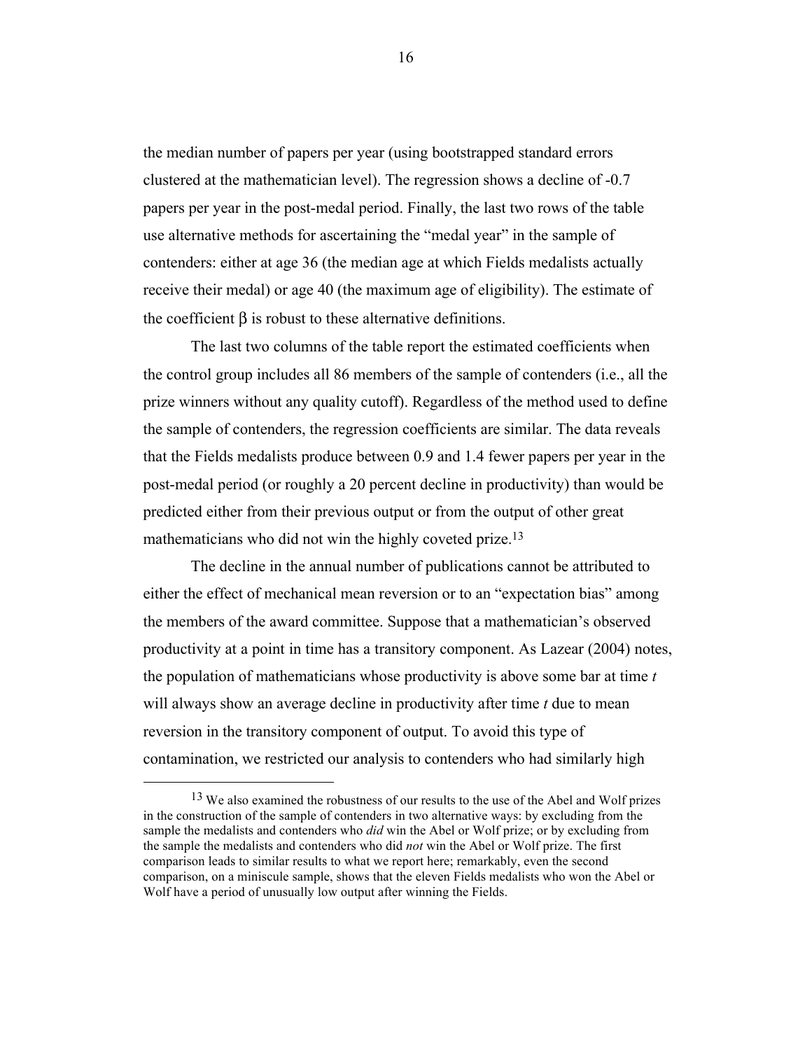the median number of papers per year (using bootstrapped standard errors clustered at the mathematician level). The regression shows a decline of -0.7 papers per year in the post-medal period. Finally, the last two rows of the table use alternative methods for ascertaining the "medal year" in the sample of contenders: either at age 36 (the median age at which Fields medalists actually receive their medal) or age 40 (the maximum age of eligibility). The estimate of the coefficient $\beta$ is robust to these alternative definitions.

The last two columns of the table report the estimated coefficients when the control group includes all 86 members of the sample of contenders (i.e., all the prize winners without any quality cutoff). Regardless of the method used to define the sample of contenders, the regression coefficients are similar. The data reveals that the Fields medalists produce between 0.9 and 1.4 fewer papers per year in the post-medal period (or roughly a 20 percent decline in productivity) than would be predicted either from their previous output or from the output of other great mathematicians who did not win the highly coveted prize.[13]

The decline in the annual number of publications cannot be attributed to either the effect of mechanical mean reversion or to an "expectation bias" among the members of the award committee. Suppose that a mathematician's observed productivity at a point in time has a transitory component. As Lazear (2004) notes, the population of mathematicians whose productivity is above some bar at time *t* will always show an average decline in productivity after time *t* due to mean reversion in the transitory component of output. To avoid this type of contamination, we restricted our analysis to contenders who had similarly high

[13] We also examined the robustness of our results to the use of the Abel and Wolf prizes in the construction of the sample of contenders in two alternative ways: by excluding from the sample the medalists and contenders who *did* win the Abel or Wolf prize; or by excluding from the sample the medalists and contenders who did *not* win the Abel or Wolf prize. The first comparison leads to similar results to what we report here; remarkably, even the second comparison, on a miniscule sample, shows that the eleven Fields medalists who won the Abel or Wolf have a period of unusually low output after winning the Fields.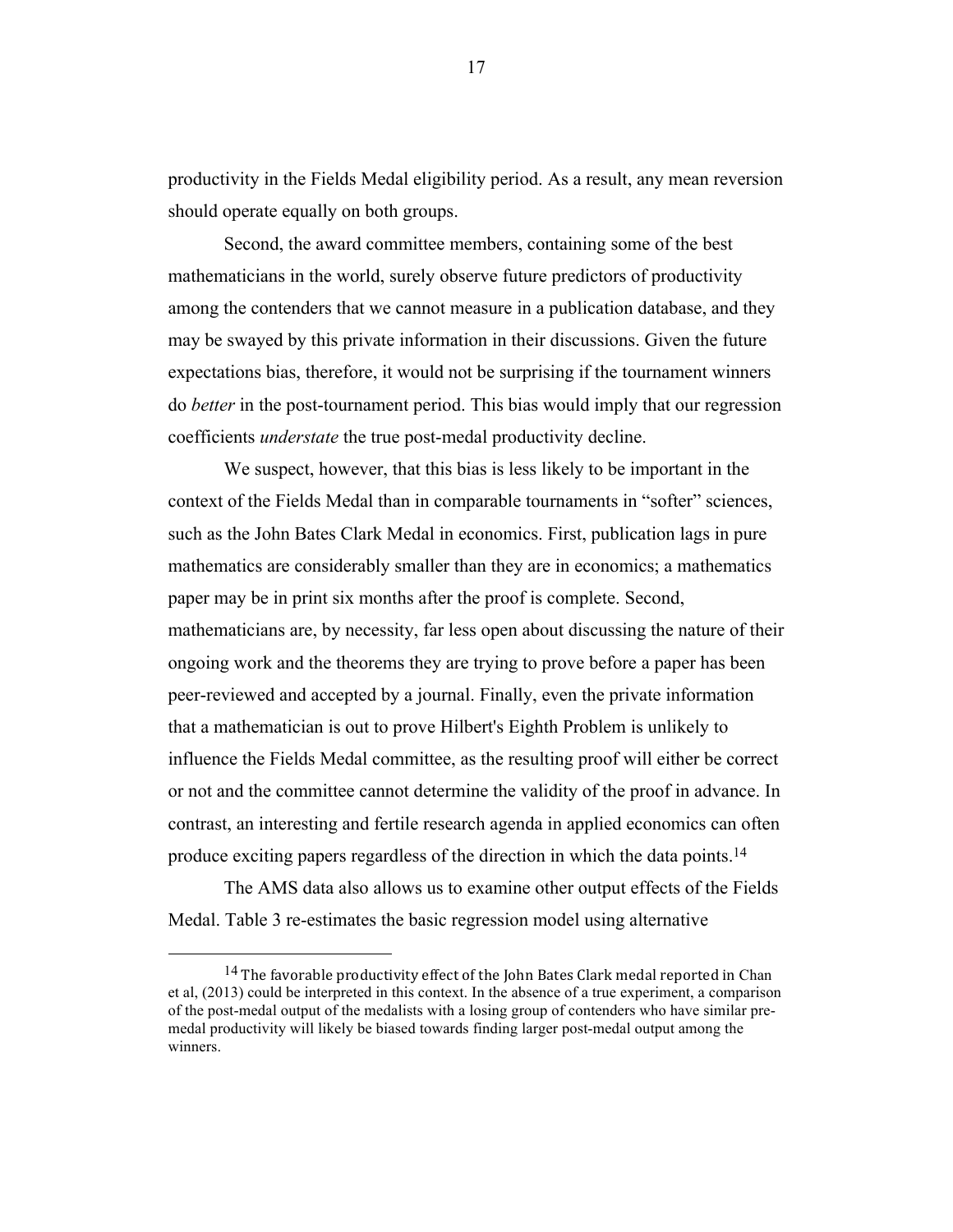productivity in the Fields Medal eligibility period. As a result, any mean reversion should operate equally on both groups.

Second, the award committee members, containing some of the best mathematicians in the world, surely observe future predictors of productivity among the contenders that we cannot measure in a publication database, and they may be swayed by this private information in their discussions. Given the future expectations bias, therefore, it would not be surprising if the tournament winners do *better* in the post-tournament period. This bias would imply that our regression coefficients *understate* the true post-medal productivity decline.

We suspect, however, that this bias is less likely to be important in the context of the Fields Medal than in comparable tournaments in "softer" sciences, such as the John Bates Clark Medal in economics. First, publication lags in pure mathematics are considerably smaller than they are in economics; a mathematics paper may be in print six months after the proof is complete. Second, mathematicians are, by necessity, far less open about discussing the nature of their ongoing work and the theorems they are trying to prove before a paper has been peer-reviewed and accepted by a journal. Finally, even the private information that a mathematician is out to prove Hilbert's Eighth Problem is unlikely to influence the Fields Medal committee, as the resulting proof will either be correct or not and the committee cannot determine the validity of the proof in advance. In contrast, an interesting and fertile research agenda in applied economics can often produce exciting papers regardless of the direction in which the data points.[14]

The AMS data also allows us to examine other output effects of the Fields Medal. Table 3 re-estimates the basic regression model using alternative

---

[14] The favorable productivity effect of the John Bates Clark medal reported in Chan et al, (2013) could be interpreted in this context. In the absence of a true experiment, a comparison of the post-medal output of the medalists with a losing group of contenders who have similar pre-medal productivity will likely be biased towards finding larger post-medal output among the winners.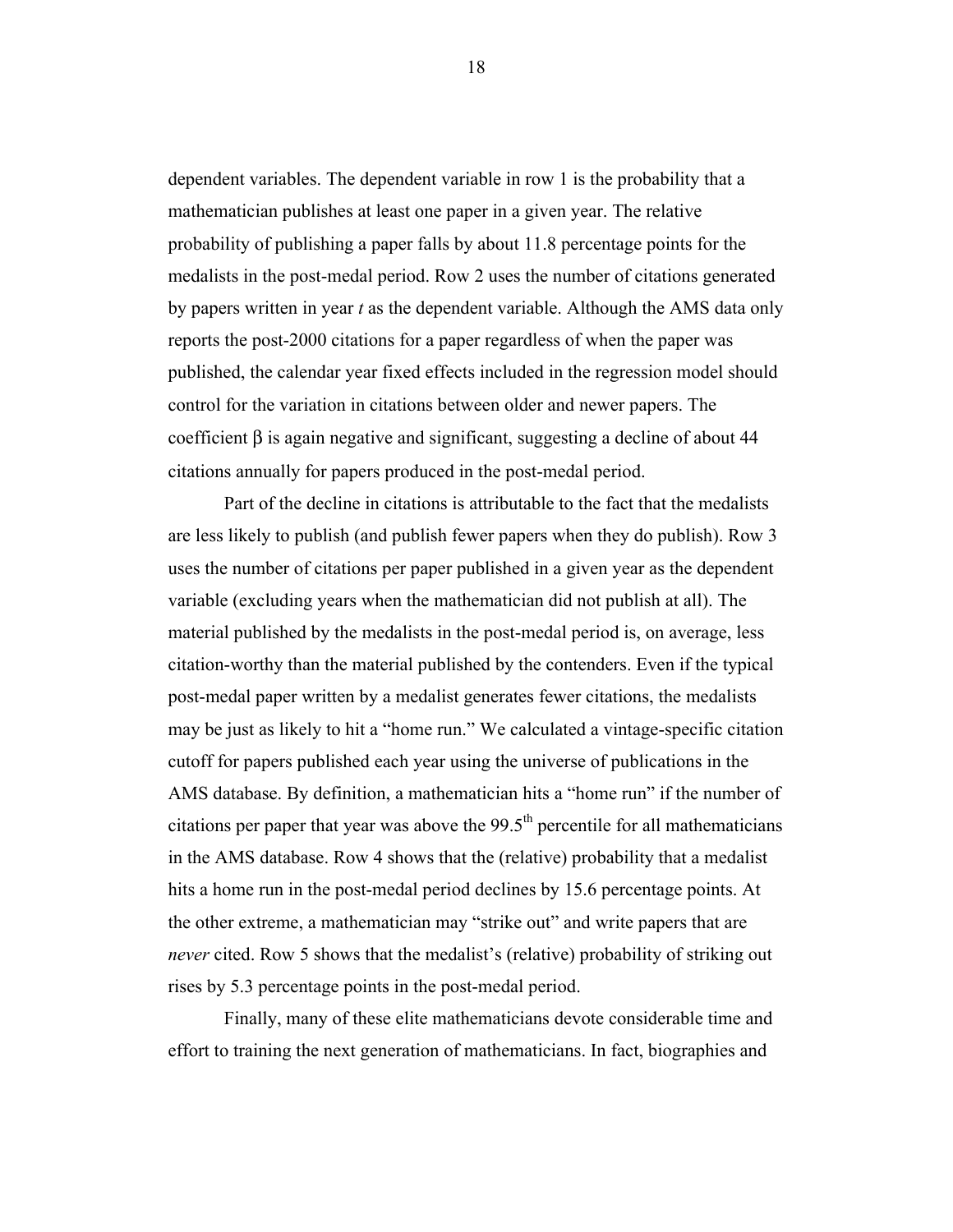dependent variables. The dependent variable in row 1 is the probability that a mathematician publishes at least one paper in a given year. The relative probability of publishing a paper falls by about 11.8 percentage points for the medalists in the post-medal period. Row 2 uses the number of citations generated by papers written in year *t* as the dependent variable. Although the AMS data only reports the post-2000 citations for a paper regardless of when the paper was published, the calendar year fixed effects included in the regression model should control for the variation in citations between older and newer papers. The coefficient $\beta$ is again negative and significant, suggesting a decline of about 44 citations annually for papers produced in the post-medal period.

Part of the decline in citations is attributable to the fact that the medalists are less likely to publish (and publish fewer papers when they do publish). Row 3 uses the number of citations per paper published in a given year as the dependent variable (excluding years when the mathematician did not publish at all). The material published by the medalists in the post-medal period is, on average, less citation-worthy than the material published by the contenders. Even if the typical post-medal paper written by a medalist generates fewer citations, the medalists may be just as likely to hit a "home run." We calculated a vintage-specific citation cutoff for papers published each year using the universe of publications in the AMS database. By definition, a mathematician hits a "home run" if the number of citations per paper that year was above the $99.5^{\text{th}}$ percentile for all mathematicians in the AMS database. Row 4 shows that the (relative) probability that a medalist hits a home run in the post-medal period declines by 15.6 percentage points. At the other extreme, a mathematician may "strike out" and write papers that are *never* cited. Row 5 shows that the medalist's (relative) probability of striking out rises by 5.3 percentage points in the post-medal period.

Finally, many of these elite mathematicians devote considerable time and effort to training the next generation of mathematicians. In fact, biographies and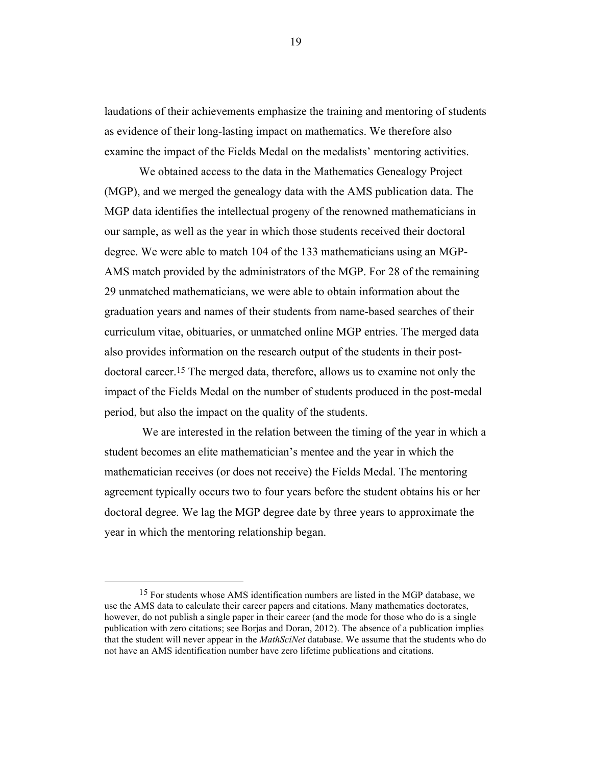laudations of their achievements emphasize the training and mentoring of students as evidence of their long-lasting impact on mathematics. We therefore also examine the impact of the Fields Medal on the medalists' mentoring activities.

We obtained access to the data in the Mathematics Genealogy Project (MGP), and we merged the genealogy data with the AMS publication data. The MGP data identifies the intellectual progeny of the renowned mathematicians in our sample, as well as the year in which those students received their doctoral degree. We were able to match 104 of the 133 mathematicians using an MGP-AMS match provided by the administrators of the MGP. For 28 of the remaining 29 unmatched mathematicians, we were able to obtain information about the graduation years and names of their students from name-based searches of their curriculum vitae, obituaries, or unmatched online MGP entries. The merged data also provides information on the research output of the students in their post-doctoral career.[15] The merged data, therefore, allows us to examine not only the impact of the Fields Medal on the number of students produced in the post-medal period, but also the impact on the quality of the students.

We are interested in the relation between the timing of the year in which a student becomes an elite mathematician's mentee and the year in which the mathematician receives (or does not receive) the Fields Medal. The mentoring agreement typically occurs two to four years before the student obtains his or her doctoral degree. We lag the MGP degree date by three years to approximate the year in which the mentoring relationship began.

---

[15] For students whose AMS identification numbers are listed in the MGP database, we use the AMS data to calculate their career papers and citations. Many mathematics doctorates, however, do not publish a single paper in their career (and the mode for those who do is a single publication with zero citations; see Borjas and Doran, 2012). The absence of a publication implies that the student will never appear in the *MathSciNet* database. We assume that the students who do not have an AMS identification number have zero lifetime publications and citations.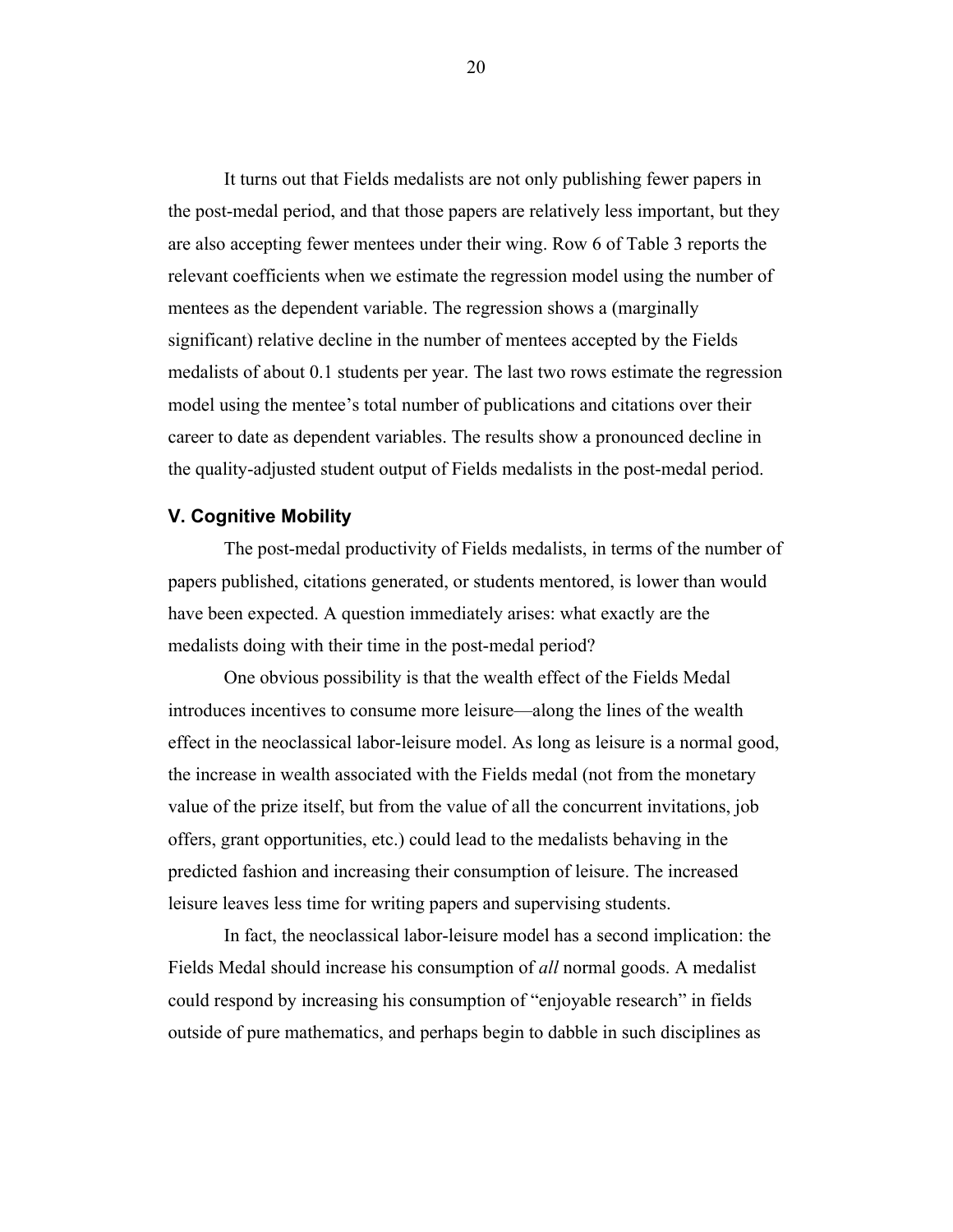It turns out that Fields medalists are not only publishing fewer papers in the post-medal period, and that those papers are relatively less important, but they are also accepting fewer mentees under their wing. Row 6 of Table 3 reports the relevant coefficients when we estimate the regression model using the number of mentees as the dependent variable. The regression shows a (marginally significant) relative decline in the number of mentees accepted by the Fields medalists of about 0.1 students per year. The last two rows estimate the regression model using the mentee's total number of publications and citations over their career to date as dependent variables. The results show a pronounced decline in the quality-adjusted student output of Fields medalists in the post-medal period.

## V. Cognitive Mobility

The post-medal productivity of Fields medalists, in terms of the number of papers published, citations generated, or students mentored, is lower than would have been expected. A question immediately arises: what exactly are the medalists doing with their time in the post-medal period?

One obvious possibility is that the wealth effect of the Fields Medal introduces incentives to consume more leisure—along the lines of the wealth effect in the neoclassical labor-leisure model. As long as leisure is a normal good, the increase in wealth associated with the Fields medal (not from the monetary value of the prize itself, but from the value of all the concurrent invitations, job offers, grant opportunities, etc.) could lead to the medalists behaving in the predicted fashion and increasing their consumption of leisure. The increased leisure leaves less time for writing papers and supervising students.

In fact, the neoclassical labor-leisure model has a second implication: the Fields Medal should increase his consumption of *all* normal goods. A medalist could respond by increasing his consumption of "enjoyable research" in fields outside of pure mathematics, and perhaps begin to dabble in such disciplines as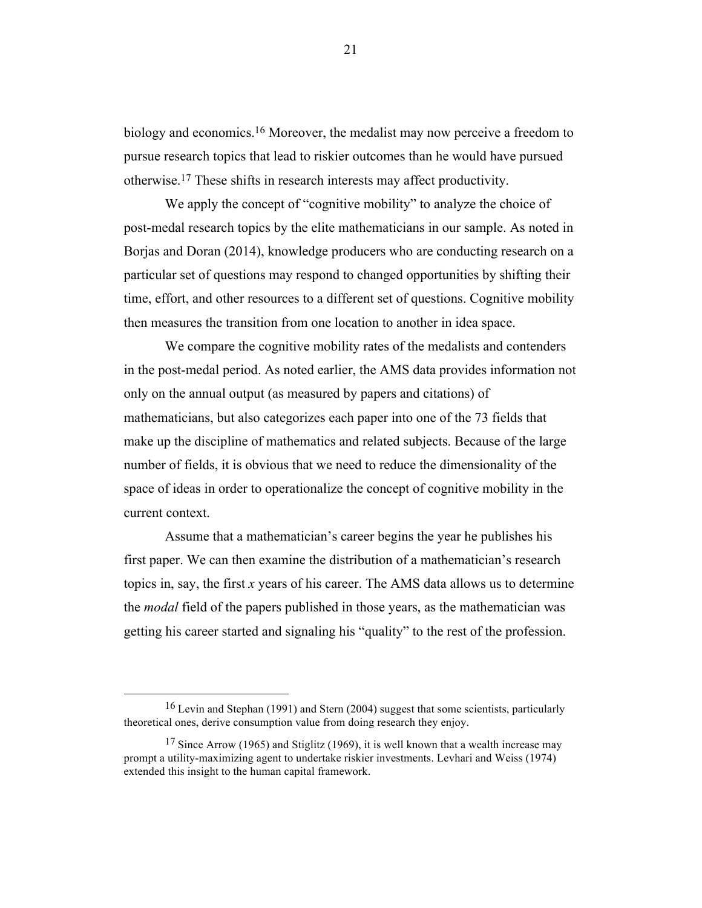biology and economics.[16] Moreover, the medalist may now perceive a freedom to pursue research topics that lead to riskier outcomes than he would have pursued otherwise.[17] These shifts in research interests may affect productivity.

We apply the concept of "cognitive mobility" to analyze the choice of post-medal research topics by the elite mathematicians in our sample. As noted in Borjas and Doran (2014), knowledge producers who are conducting research on a particular set of questions may respond to changed opportunities by shifting their time, effort, and other resources to a different set of questions. Cognitive mobility then measures the transition from one location to another in idea space.

We compare the cognitive mobility rates of the medalists and contenders in the post-medal period. As noted earlier, the AMS data provides information not only on the annual output (as measured by papers and citations) of mathematicians, but also categorizes each paper into one of the 73 fields that make up the discipline of mathematics and related subjects. Because of the large number of fields, it is obvious that we need to reduce the dimensionality of the space of ideas in order to operationalize the concept of cognitive mobility in the current context.

Assume that a mathematician's career begins the year he publishes his first paper. We can then examine the distribution of a mathematician's research topics in, say, the first $x$ years of his career. The AMS data allows us to determine the *modal* field of the papers published in those years, as the mathematician was getting his career started and signaling his "quality" to the rest of the profession.

---

[16] Levin and Stephan (1991) and Stern (2004) suggest that some scientists, particularly theoretical ones, derive consumption value from doing research they enjoy.

[17] Since Arrow (1965) and Stiglitz (1969), it is well known that a wealth increase may prompt a utility-maximizing agent to undertake riskier investments. Levhari and Weiss (1974) extended this insight to the human capital framework.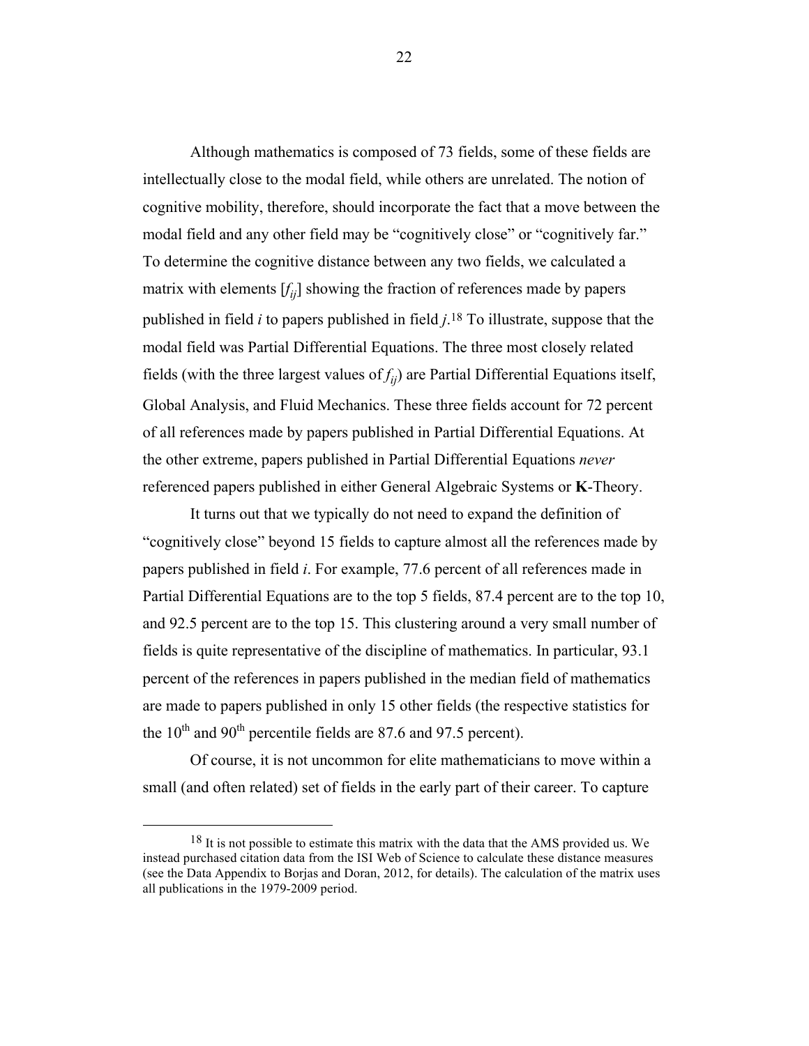Although mathematics is composed of 73 fields, some of these fields are intellectually close to the modal field, while others are unrelated. The notion of cognitive mobility, therefore, should incorporate the fact that a move between the modal field and any other field may be "cognitively close" or "cognitively far." To determine the cognitive distance between any two fields, we calculated a matrix with elements [$f_{ij}$] showing the fraction of references made by papers published in field $i$ to papers published in field $j$.[18] To illustrate, suppose that the modal field was Partial Differential Equations. The three most closely related fields (with the three largest values of $f_{ij}$) are Partial Differential Equations itself, Global Analysis, and Fluid Mechanics. These three fields account for 72 percent of all references made by papers published in Partial Differential Equations. At the other extreme, papers published in Partial Differential Equations *never* referenced papers published in either General Algebraic Systems or **K**-Theory.

It turns out that we typically do not need to expand the definition of "cognitively close" beyond 15 fields to capture almost all the references made by papers published in field $i$. For example, 77.6 percent of all references made in Partial Differential Equations are to the top 5 fields, 87.4 percent are to the top 10, and 92.5 percent are to the top 15. This clustering around a very small number of fields is quite representative of the discipline of mathematics. In particular, 93.1 percent of the references in papers published in the median field of mathematics are made to papers published in only 15 other fields (the respective statistics for the 10th and 90th percentile fields are 87.6 and 97.5 percent).

Of course, it is not uncommon for elite mathematicians to move within a small (and often related) set of fields in the early part of their career. To capture

[18] It is not possible to estimate this matrix with the data that the AMS provided us. We instead purchased citation data from the ISI Web of Science to calculate these distance measures (see the Data Appendix to Borjas and Doran, 2012, for details). The calculation of the matrix uses all publications in the 1979-2009 period.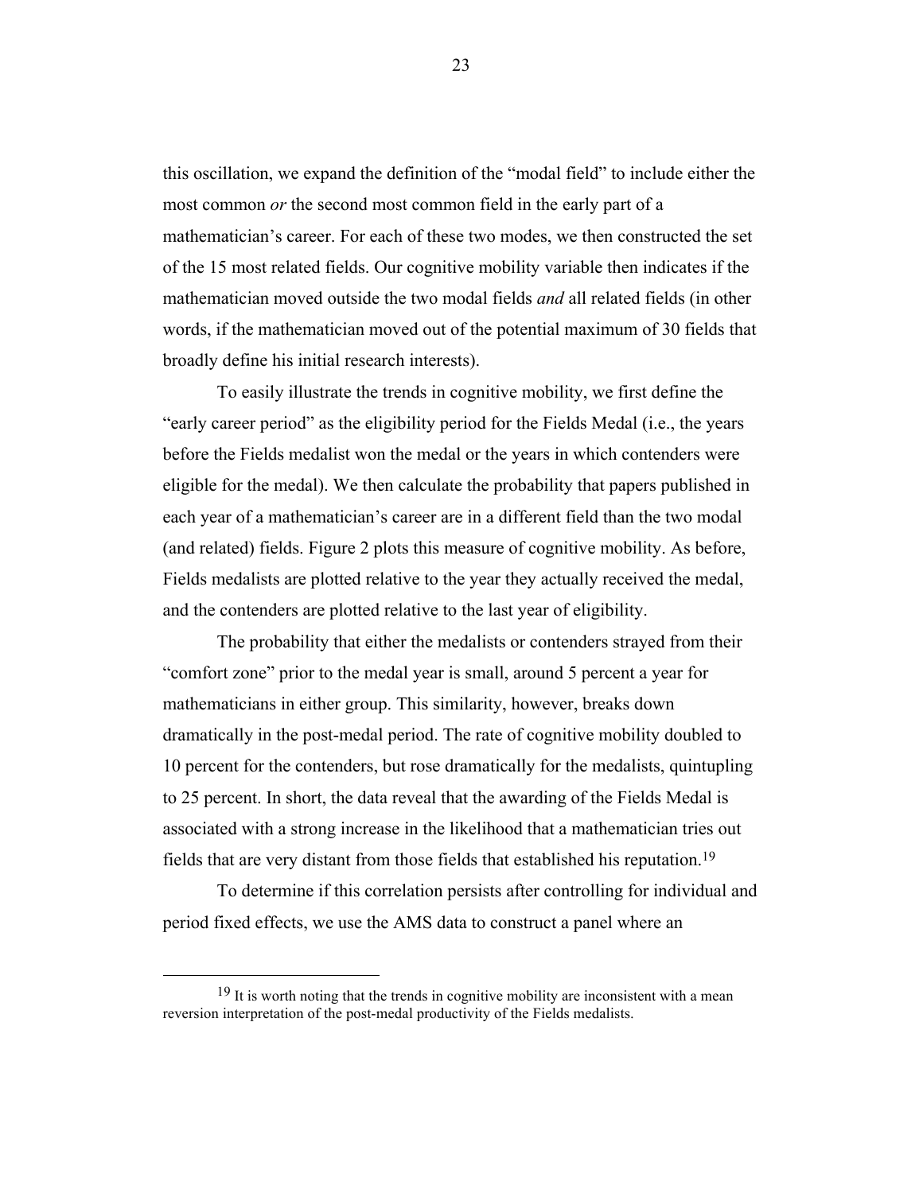this oscillation, we expand the definition of the "modal field" to include either the most common *or* the second most common field in the early part of a mathematician's career. For each of these two modes, we then constructed the set of the 15 most related fields. Our cognitive mobility variable then indicates if the mathematician moved outside the two modal fields *and* all related fields (in other words, if the mathematician moved out of the potential maximum of 30 fields that broadly define his initial research interests).

To easily illustrate the trends in cognitive mobility, we first define the "early career period" as the eligibility period for the Fields Medal (i.e., the years before the Fields medalist won the medal or the years in which contenders were eligible for the medal). We then calculate the probability that papers published in each year of a mathematician's career are in a different field than the two modal (and related) fields. Figure 2 plots this measure of cognitive mobility. As before, Fields medalists are plotted relative to the year they actually received the medal, and the contenders are plotted relative to the last year of eligibility.

The probability that either the medalists or contenders strayed from their "comfort zone" prior to the medal year is small, around 5 percent a year for mathematicians in either group. This similarity, however, breaks down dramatically in the post-medal period. The rate of cognitive mobility doubled to 10 percent for the contenders, but rose dramatically for the medalists, quintupling to 25 percent. In short, the data reveal that the awarding of the Fields Medal is associated with a strong increase in the likelihood that a mathematician tries out fields that are very distant from those fields that established his reputation.[19]

To determine if this correlation persists after controlling for individual and period fixed effects, we use the AMS data to construct a panel where an

[19] It is worth noting that the trends in cognitive mobility are inconsistent with a mean reversion interpretation of the post-medal productivity of the Fields medalists.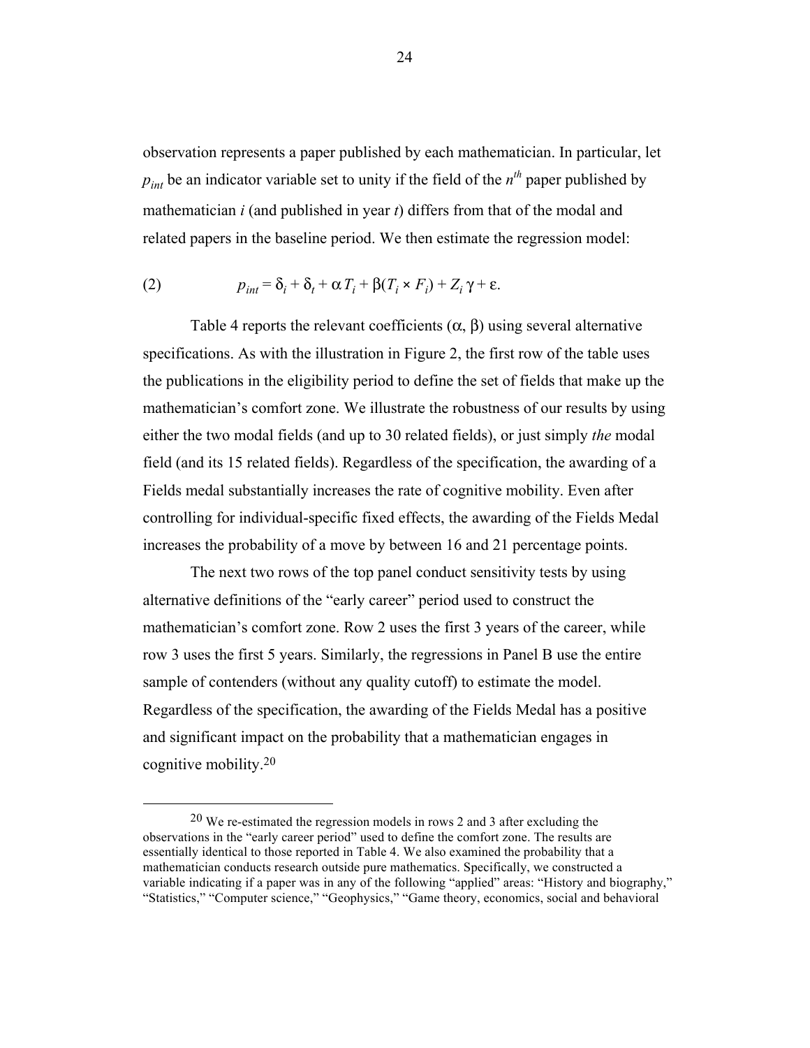observation represents a paper published by each mathematician. In particular, let $p_{int}$ be an indicator variable set to unity if the field of the $n^{th}$ paper published by mathematician $i$ (and published in year $t$) differs from that of the modal and related papers in the baseline period. We then estimate the regression model:

$$p_{int} = \delta_i + \delta_t + \alpha T_i + \beta(T_i \times F_i) + Z_i \gamma + \varepsilon. \qquad (2)$$

Table 4 reports the relevant coefficients ($\alpha$, $\beta$) using several alternative specifications. As with the illustration in Figure 2, the first row of the table uses the publications in the eligibility period to define the set of fields that make up the mathematician's comfort zone. We illustrate the robustness of our results by using either the two modal fields (and up to 30 related fields), or just simply *the* modal field (and its 15 related fields). Regardless of the specification, the awarding of a Fields medal substantially increases the rate of cognitive mobility. Even after controlling for individual-specific fixed effects, the awarding of the Fields Medal increases the probability of a move by between 16 and 21 percentage points.

The next two rows of the top panel conduct sensitivity tests by using alternative definitions of the "early career" period used to construct the mathematician's comfort zone. Row 2 uses the first 3 years of the career, while row 3 uses the first 5 years. Similarly, the regressions in Panel B use the entire sample of contenders (without any quality cutoff) to estimate the model. Regardless of the specification, the awarding of the Fields Medal has a positive and significant impact on the probability that a mathematician engages in cognitive mobility.[20]

[20] We re-estimated the regression models in rows 2 and 3 after excluding the observations in the "early career period" used to define the comfort zone. The results are essentially identical to those reported in Table 4. We also examined the probability that a mathematician conducts research outside pure mathematics. Specifically, we constructed a variable indicating if a paper was in any of the following "applied" areas: "History and biography," "Statistics," "Computer science," "Geophysics," "Game theory, economics, social and behavioral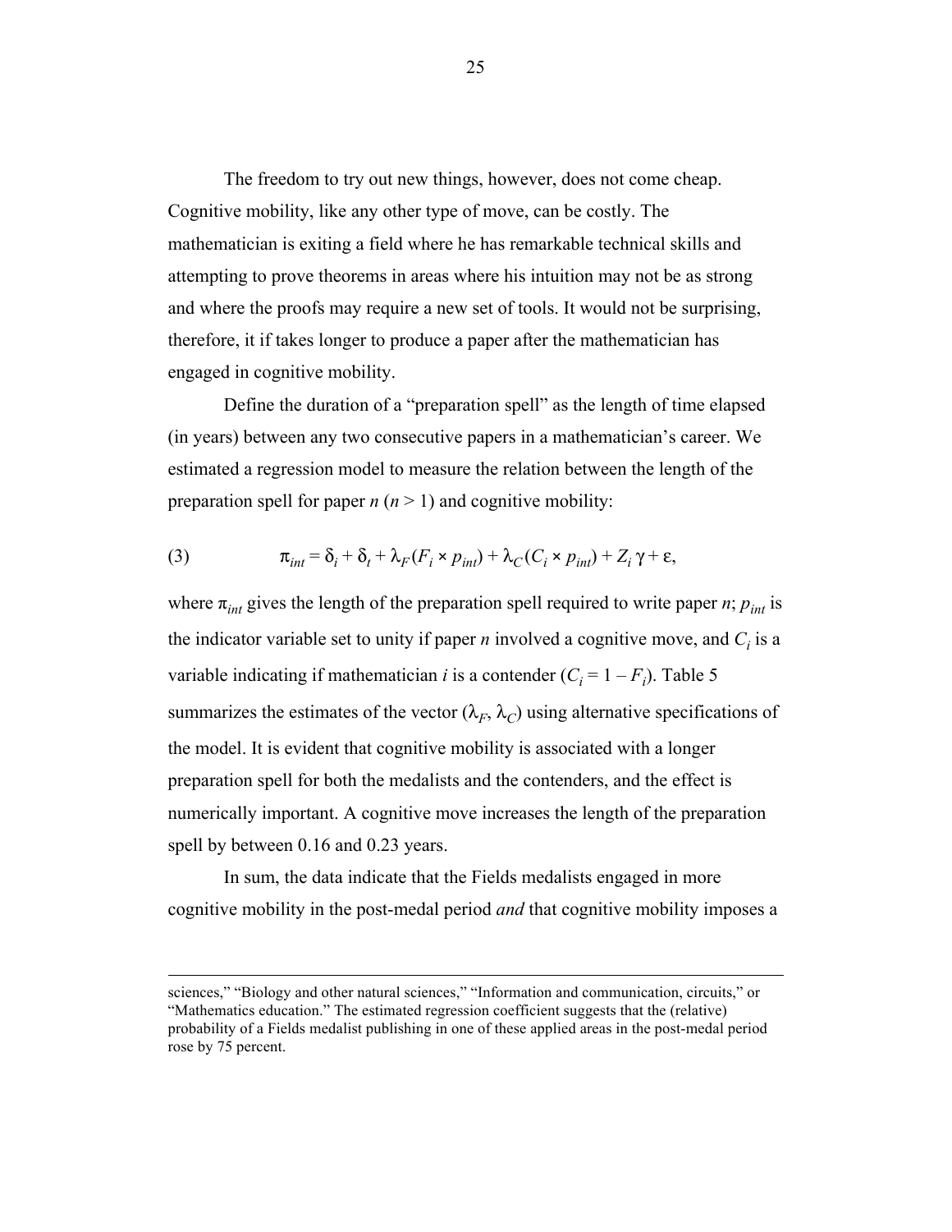The freedom to try out new things, however, does not come cheap. Cognitive mobility, like any other type of move, can be costly. The mathematician is exiting a field where he has remarkable technical skills and attempting to prove theorems in areas where his intuition may not be as strong and where the proofs may require a new set of tools. It would not be surprising, therefore, it if takes longer to produce a paper after the mathematician has engaged in cognitive mobility.

Define the duration of a "preparation spell" as the length of time elapsed (in years) between any two consecutive papers in a mathematician's career. We estimated a regression model to measure the relation between the length of the preparation spell for paper $n$ ($n > 1$) and cognitive mobility:

$$\pi_{int} = \delta_i + \delta_t + \lambda_F(F_i \times p_{int}) + \lambda_C(C_i \times p_{int}) + Z_i\,\gamma + \varepsilon, \tag{3}$$

where $\pi_{int}$ gives the length of the preparation spell required to write paper $n$; $p_{int}$ is the indicator variable set to unity if paper $n$ involved a cognitive move, and $C_i$ is a variable indicating if mathematician $i$ is a contender ($C_i = 1 - F_i$). Table 5 summarizes the estimates of the vector ($\lambda_F$, $\lambda_C$) using alternative specifications of the model. It is evident that cognitive mobility is associated with a longer preparation spell for both the medalists and the contenders, and the effect is numerically important. A cognitive move increases the length of the preparation spell by between 0.16 and 0.23 years.

In sum, the data indicate that the Fields medalists engaged in more cognitive mobility in the post-medal period *and* that cognitive mobility imposes a

---

sciences," "Biology and other natural sciences," "Information and communication, circuits," or "Mathematics education." The estimated regression coefficient suggests that the (relative) probability of a Fields medalist publishing in one of these applied areas in the post-medal period rose by 75 percent.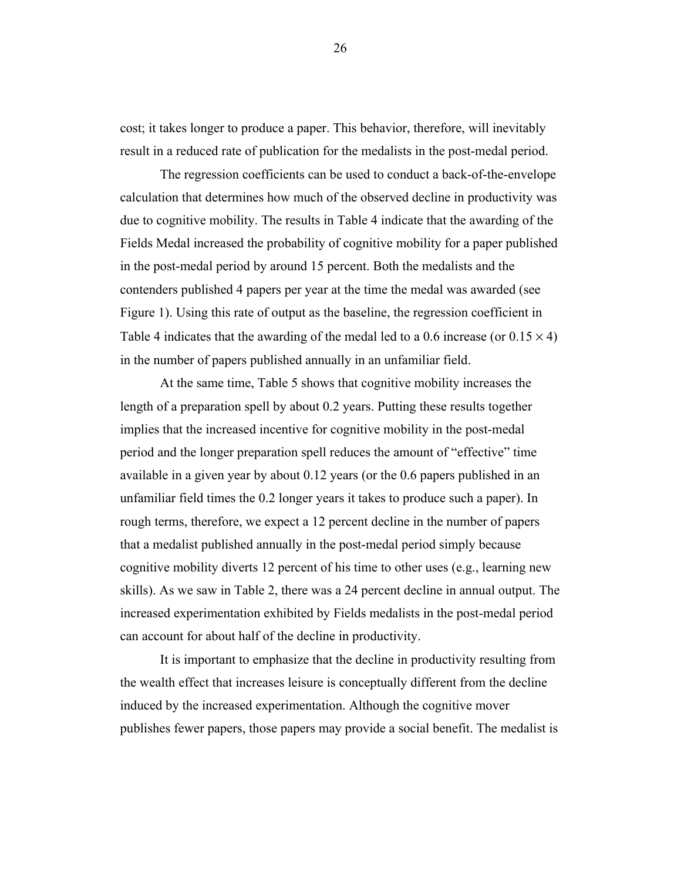cost; it takes longer to produce a paper. This behavior, therefore, will inevitably result in a reduced rate of publication for the medalists in the post-medal period.

The regression coefficients can be used to conduct a back-of-the-envelope calculation that determines how much of the observed decline in productivity was due to cognitive mobility. The results in Table 4 indicate that the awarding of the Fields Medal increased the probability of cognitive mobility for a paper published in the post-medal period by around 15 percent. Both the medalists and the contenders published 4 papers per year at the time the medal was awarded (see Figure 1). Using this rate of output as the baseline, the regression coefficient in Table 4 indicates that the awarding of the medal led to a 0.6 increase (or $0.15 \times 4$) in the number of papers published annually in an unfamiliar field.

At the same time, Table 5 shows that cognitive mobility increases the length of a preparation spell by about 0.2 years. Putting these results together implies that the increased incentive for cognitive mobility in the post-medal period and the longer preparation spell reduces the amount of "effective" time available in a given year by about 0.12 years (or the 0.6 papers published in an unfamiliar field times the 0.2 longer years it takes to produce such a paper). In rough terms, therefore, we expect a 12 percent decline in the number of papers that a medalist published annually in the post-medal period simply because cognitive mobility diverts 12 percent of his time to other uses (e.g., learning new skills). As we saw in Table 2, there was a 24 percent decline in annual output. The increased experimentation exhibited by Fields medalists in the post-medal period can account for about half of the decline in productivity.

It is important to emphasize that the decline in productivity resulting from the wealth effect that increases leisure is conceptually different from the decline induced by the increased experimentation. Although the cognitive mover publishes fewer papers, those papers may provide a social benefit. The medalist is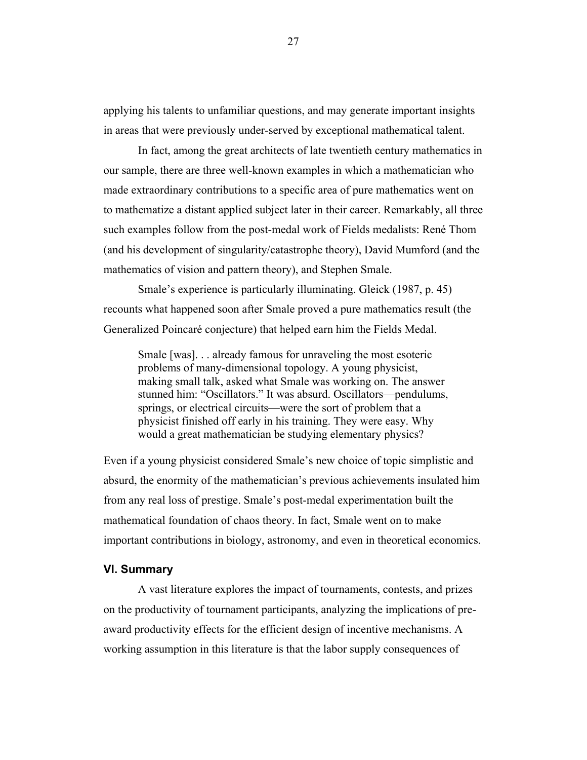applying his talents to unfamiliar questions, and may generate important insights in areas that were previously under-served by exceptional mathematical talent.

In fact, among the great architects of late twentieth century mathematics in our sample, there are three well-known examples in which a mathematician who made extraordinary contributions to a specific area of pure mathematics went on to mathematize a distant applied subject later in their career. Remarkably, all three such examples follow from the post-medal work of Fields medalists: René Thom (and his development of singularity/catastrophe theory), David Mumford (and the mathematics of vision and pattern theory), and Stephen Smale.

Smale's experience is particularly illuminating. Gleick (1987, p. 45) recounts what happened soon after Smale proved a pure mathematics result (the Generalized Poincaré conjecture) that helped earn him the Fields Medal.

> Smale [was]. . . already famous for unraveling the most esoteric problems of many-dimensional topology. A young physicist, making small talk, asked what Smale was working on. The answer stunned him: "Oscillators." It was absurd. Oscillators—pendulums, springs, or electrical circuits—were the sort of problem that a physicist finished off early in his training. They were easy. Why would a great mathematician be studying elementary physics?

Even if a young physicist considered Smale's new choice of topic simplistic and absurd, the enormity of the mathematician's previous achievements insulated him from any real loss of prestige. Smale's post-medal experimentation built the mathematical foundation of chaos theory. In fact, Smale went on to make important contributions in biology, astronomy, and even in theoretical economics.

## VI. Summary

A vast literature explores the impact of tournaments, contests, and prizes on the productivity of tournament participants, analyzing the implications of pre-award productivity effects for the efficient design of incentive mechanisms. A working assumption in this literature is that the labor supply consequences of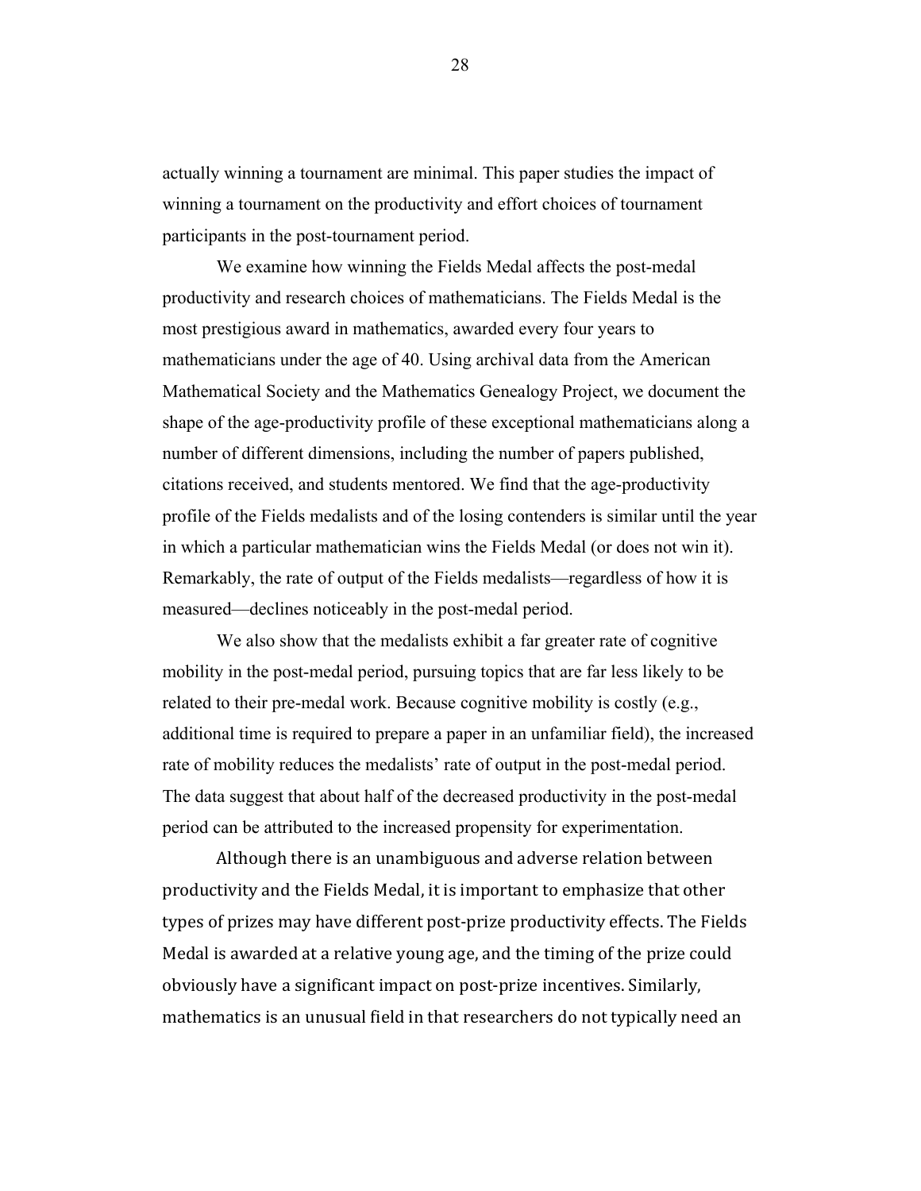actually winning a tournament are minimal. This paper studies the impact of winning a tournament on the productivity and effort choices of tournament participants in the post-tournament period.

We examine how winning the Fields Medal affects the post-medal productivity and research choices of mathematicians. The Fields Medal is the most prestigious award in mathematics, awarded every four years to mathematicians under the age of 40. Using archival data from the American Mathematical Society and the Mathematics Genealogy Project, we document the shape of the age-productivity profile of these exceptional mathematicians along a number of different dimensions, including the number of papers published, citations received, and students mentored. We find that the age-productivity profile of the Fields medalists and of the losing contenders is similar until the year in which a particular mathematician wins the Fields Medal (or does not win it). Remarkably, the rate of output of the Fields medalists—regardless of how it is measured—declines noticeably in the post-medal period.

We also show that the medalists exhibit a far greater rate of cognitive mobility in the post-medal period, pursuing topics that are far less likely to be related to their pre-medal work. Because cognitive mobility is costly (e.g., additional time is required to prepare a paper in an unfamiliar field), the increased rate of mobility reduces the medalists' rate of output in the post-medal period. The data suggest that about half of the decreased productivity in the post-medal period can be attributed to the increased propensity for experimentation.

Although there is an unambiguous and adverse relation between productivity and the Fields Medal, it is important to emphasize that other types of prizes may have different post-prize productivity effects. The Fields Medal is awarded at a relative young age, and the timing of the prize could obviously have a significant impact on post-prize incentives. Similarly, mathematics is an unusual field in that researchers do not typically need an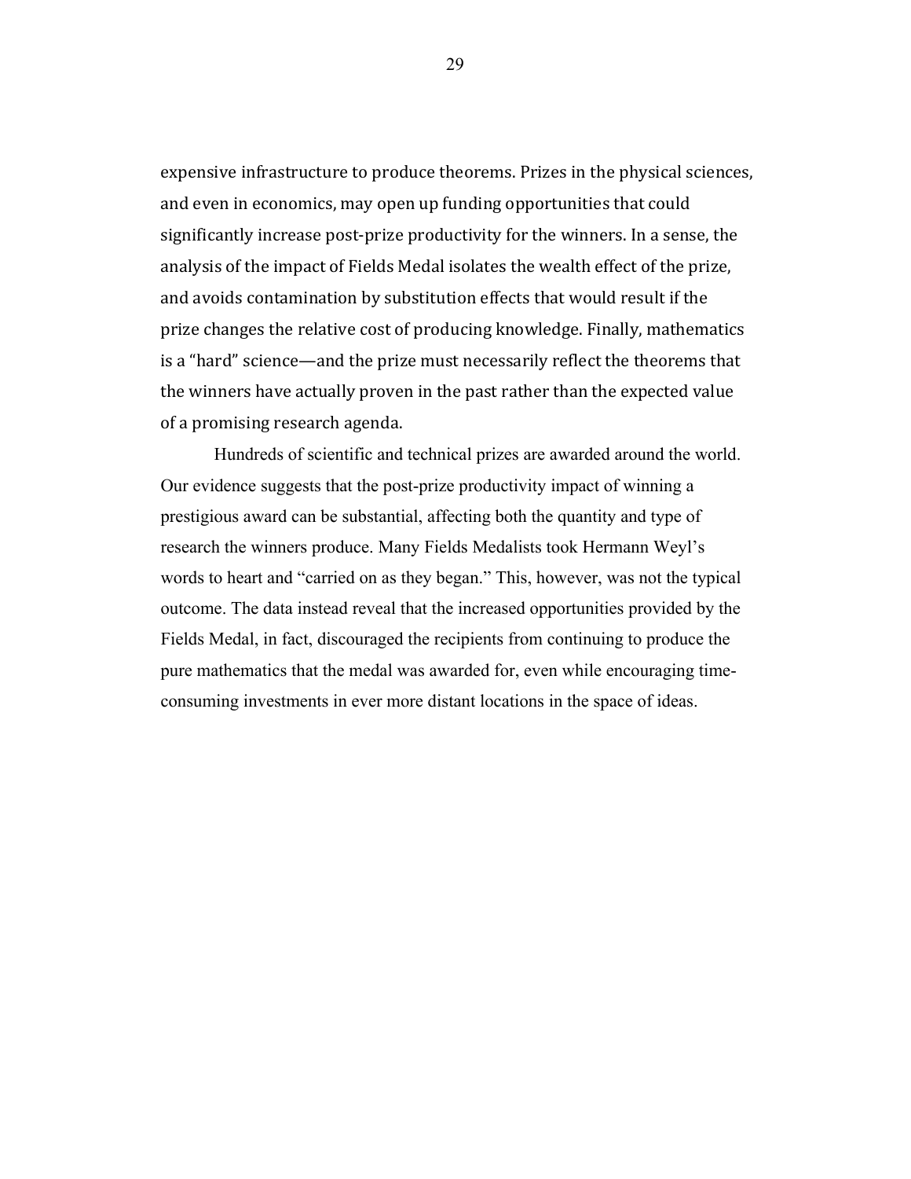expensive infrastructure to produce theorems. Prizes in the physical sciences, and even in economics, may open up funding opportunities that could significantly increase post-prize productivity for the winners. In a sense, the analysis of the impact of Fields Medal isolates the wealth effect of the prize, and avoids contamination by substitution effects that would result if the prize changes the relative cost of producing knowledge. Finally, mathematics is a "hard" science—and the prize must necessarily reflect the theorems that the winners have actually proven in the past rather than the expected value of a promising research agenda.

Hundreds of scientific and technical prizes are awarded around the world. Our evidence suggests that the post-prize productivity impact of winning a prestigious award can be substantial, affecting both the quantity and type of research the winners produce. Many Fields Medalists took Hermann Weyl's words to heart and "carried on as they began." This, however, was not the typical outcome. The data instead reveal that the increased opportunities provided by the Fields Medal, in fact, discouraged the recipients from continuing to produce the pure mathematics that the medal was awarded for, even while encouraging time-consuming investments in ever more distant locations in the space of ideas.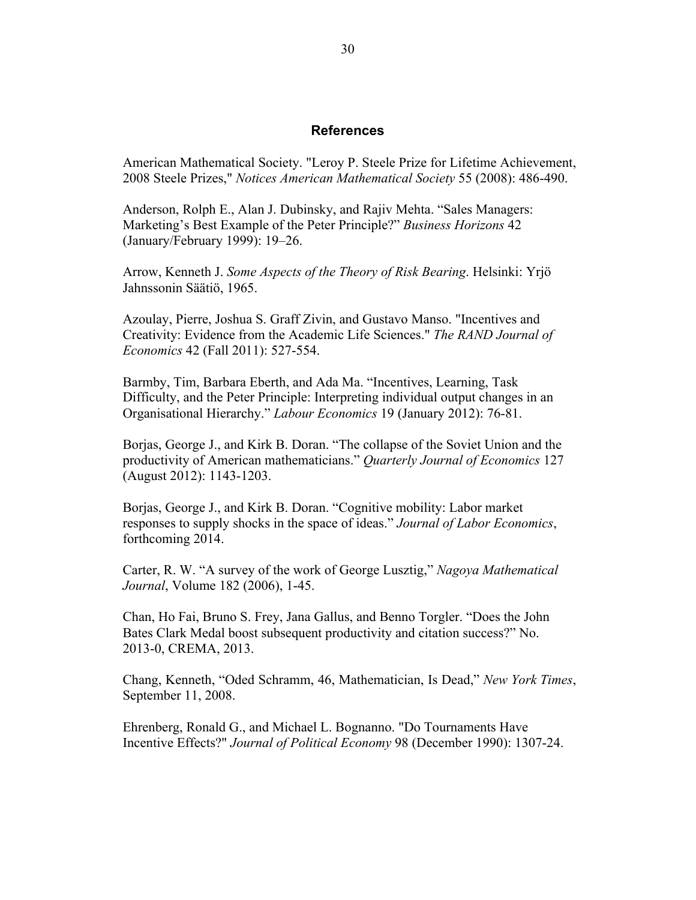## References

American Mathematical Society. "Leroy P. Steele Prize for Lifetime Achievement, 2008 Steele Prizes," *Notices American Mathematical Society* 55 (2008): 486-490.

Anderson, Rolph E., Alan J. Dubinsky, and Rajiv Mehta. "Sales Managers: Marketing's Best Example of the Peter Principle?" *Business Horizons* 42 (January/February 1999): 19–26.

Arrow, Kenneth J. *Some Aspects of the Theory of Risk Bearing*. Helsinki: Yrjö Jahnssonin Säätiö, 1965.

Azoulay, Pierre, Joshua S. Graff Zivin, and Gustavo Manso. "Incentives and Creativity: Evidence from the Academic Life Sciences." *The RAND Journal of Economics* 42 (Fall 2011): 527-554.

Barmby, Tim, Barbara Eberth, and Ada Ma. "Incentives, Learning, Task Difficulty, and the Peter Principle: Interpreting individual output changes in an Organisational Hierarchy." *Labour Economics* 19 (January 2012): 76-81.

Borjas, George J., and Kirk B. Doran. "The collapse of the Soviet Union and the productivity of American mathematicians." *Quarterly Journal of Economics* 127 (August 2012): 1143-1203.

Borjas, George J., and Kirk B. Doran. "Cognitive mobility: Labor market responses to supply shocks in the space of ideas." *Journal of Labor Economics*, forthcoming 2014.

Carter, R. W. "A survey of the work of George Lusztig," *Nagoya Mathematical Journal*, Volume 182 (2006), 1-45.

Chan, Ho Fai, Bruno S. Frey, Jana Gallus, and Benno Torgler. "Does the John Bates Clark Medal boost subsequent productivity and citation success?" No. 2013-0, CREMA, 2013.

Chang, Kenneth, "Oded Schramm, 46, Mathematician, Is Dead," *New York Times*, September 11, 2008.

Ehrenberg, Ronald G., and Michael L. Bognanno. "Do Tournaments Have Incentive Effects?" *Journal of Political Economy* 98 (December 1990): 1307-24.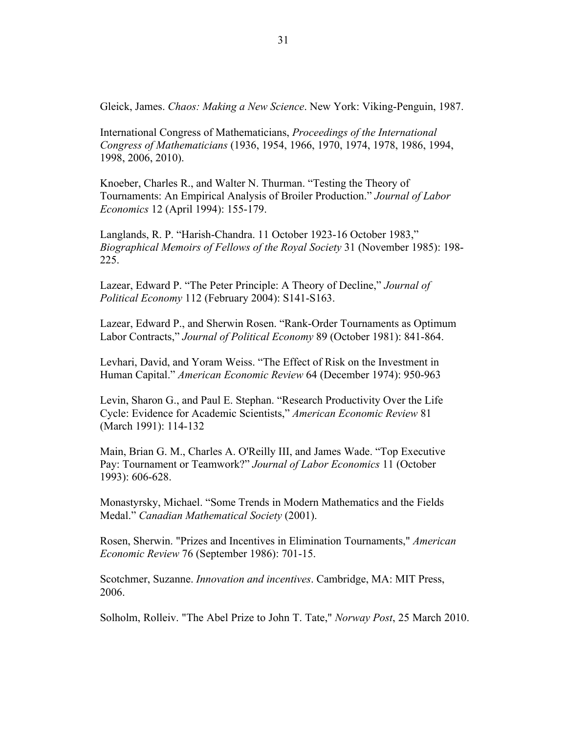Gleick, James. *Chaos: Making a New Science*. New York: Viking-Penguin, 1987.

International Congress of Mathematicians, *Proceedings of the International Congress of Mathematicians* (1936, 1954, 1966, 1970, 1974, 1978, 1986, 1994, 1998, 2006, 2010).

Knoeber, Charles R., and Walter N. Thurman. "Testing the Theory of Tournaments: An Empirical Analysis of Broiler Production." *Journal of Labor Economics* 12 (April 1994): 155-179.

Langlands, R. P. "Harish-Chandra. 11 October 1923-16 October 1983," *Biographical Memoirs of Fellows of the Royal Society* 31 (November 1985): 198-225.

Lazear, Edward P. "The Peter Principle: A Theory of Decline," *Journal of Political Economy* 112 (February 2004): S141-S163.

Lazear, Edward P., and Sherwin Rosen. "Rank-Order Tournaments as Optimum Labor Contracts," *Journal of Political Economy* 89 (October 1981): 841-864.

Levhari, David, and Yoram Weiss. "The Effect of Risk on the Investment in Human Capital." *American Economic Review* 64 (December 1974): 950-963

Levin, Sharon G., and Paul E. Stephan. "Research Productivity Over the Life Cycle: Evidence for Academic Scientists," *American Economic Review* 81 (March 1991): 114-132

Main, Brian G. M., Charles A. O'Reilly III, and James Wade. "Top Executive Pay: Tournament or Teamwork?" *Journal of Labor Economics* 11 (October 1993): 606-628.

Monastyrsky, Michael. "Some Trends in Modern Mathematics and the Fields Medal." *Canadian Mathematical Society* (2001).

Rosen, Sherwin. "Prizes and Incentives in Elimination Tournaments," *American Economic Review* 76 (September 1986): 701-15.

Scotchmer, Suzanne. *Innovation and incentives*. Cambridge, MA: MIT Press, 2006.

Solholm, Rolleiv. "The Abel Prize to John T. Tate," *Norway Post*, 25 March 2010.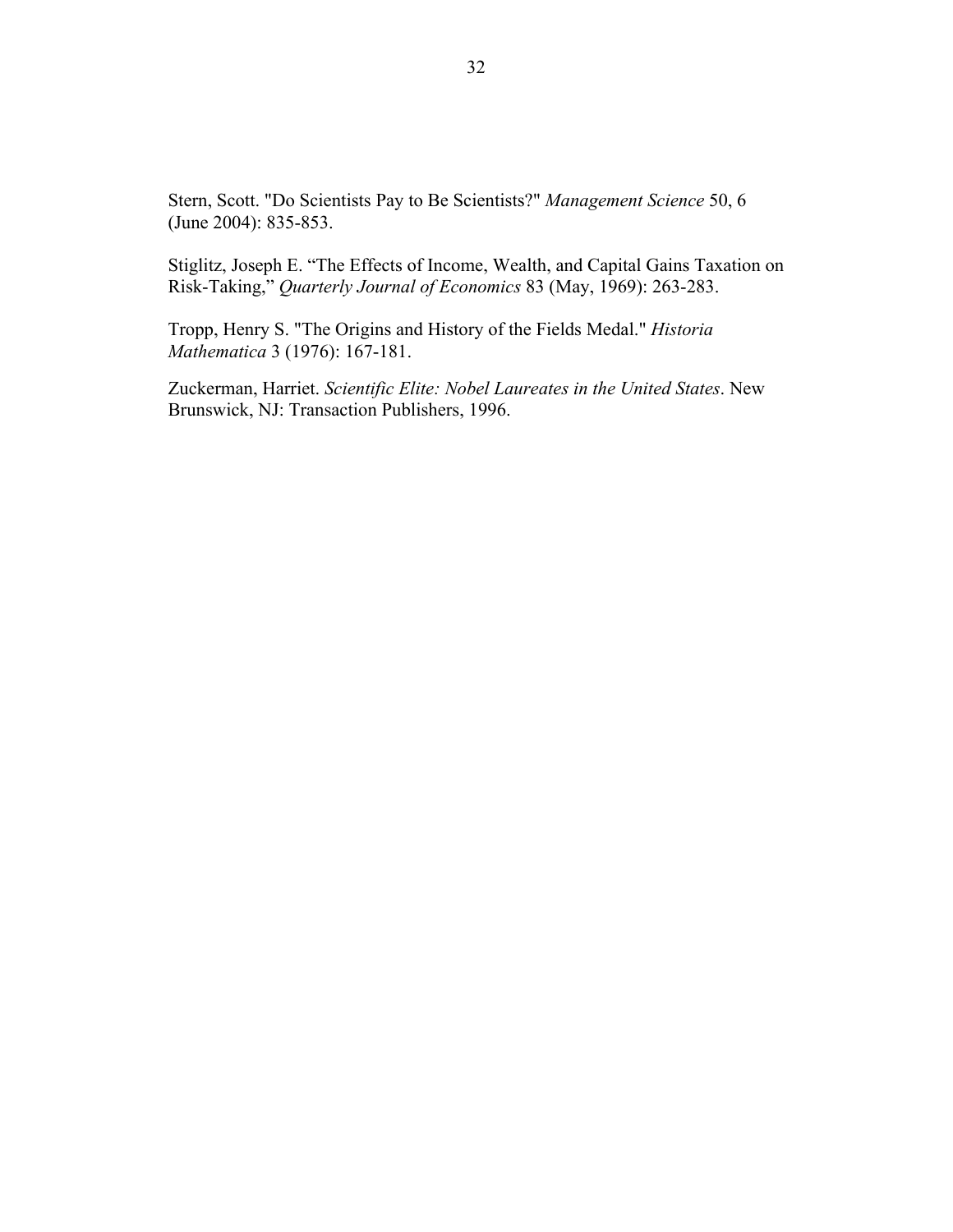Stern, Scott. "Do Scientists Pay to Be Scientists?" *Management Science* 50, 6 (June 2004): 835-853.

Stiglitz, Joseph E. "The Effects of Income, Wealth, and Capital Gains Taxation on Risk-Taking," *Quarterly Journal of Economics* 83 (May, 1969): 263-283.

Tropp, Henry S. "The Origins and History of the Fields Medal." *Historia Mathematica* 3 (1976): 167-181.

Zuckerman, Harriet. *Scientific Elite: Nobel Laureates in the United States*. New Brunswick, NJ: Transaction Publishers, 1996.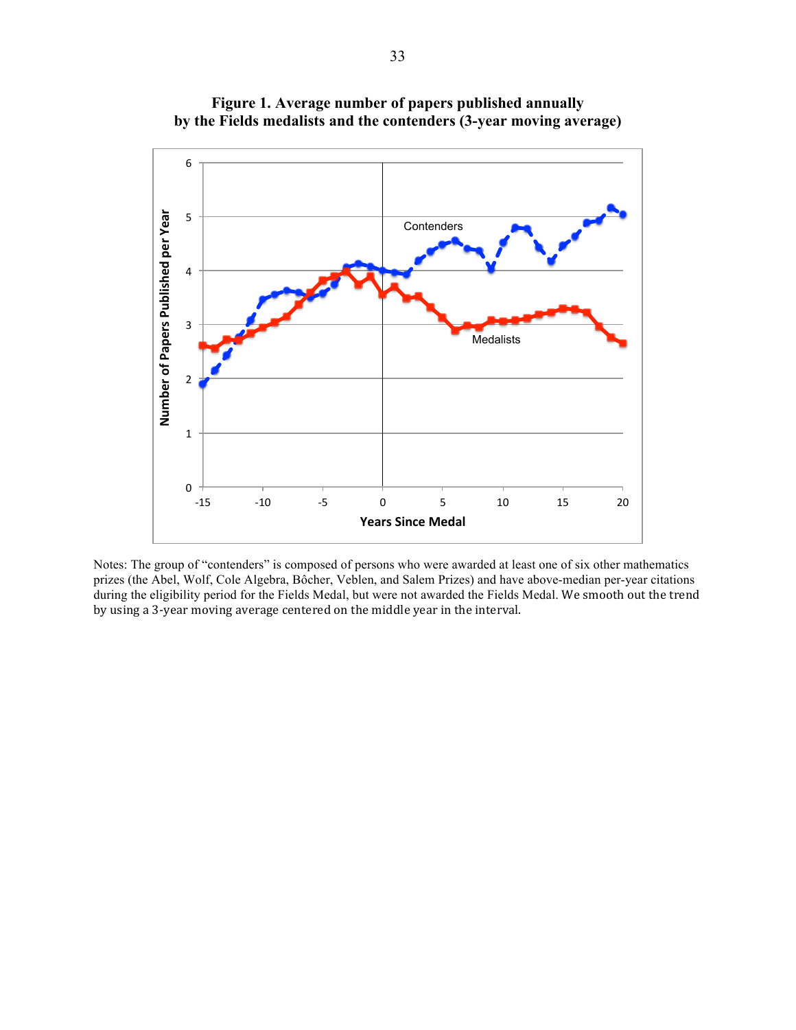**Figure 1. Average number of papers published annually by the Fields medalists and the contenders (3-year moving average)**

Notes: The group of "contenders" is composed of persons who were awarded at least one of six other mathematics prizes (the Abel, Wolf, Cole Algebra, Bôcher, Veblen, and Salem Prizes) and have above-median per-year citations during the eligibility period for the Fields Medal, but were not awarded the Fields Medal. We smooth out the trend by using a 3-year moving average centered on the middle year in the interval.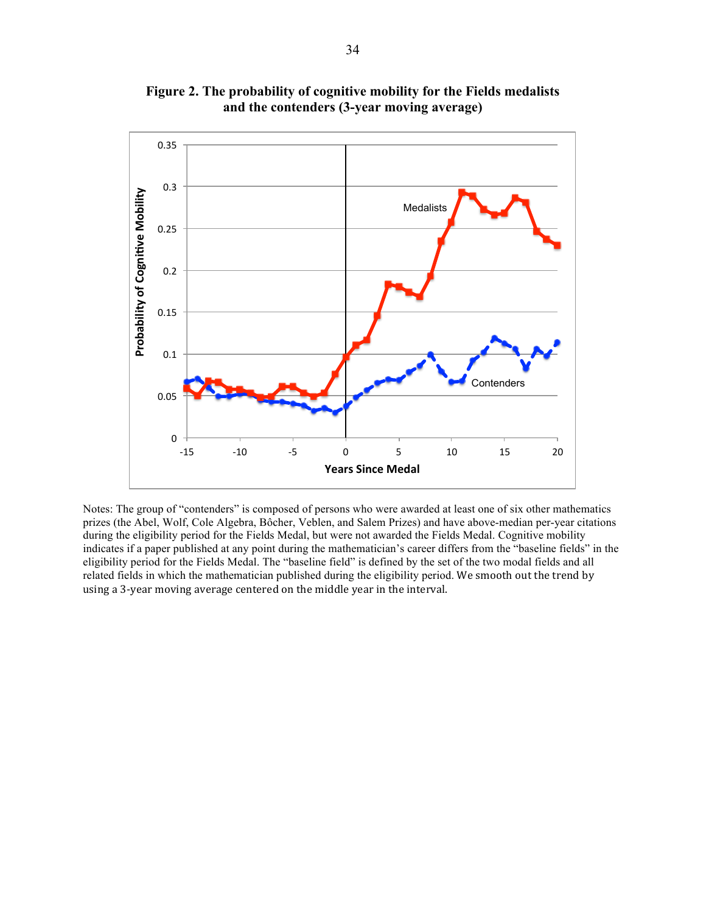**Figure 2. The probability of cognitive mobility for the Fields medalists and the contenders (3-year moving average)**

Notes: The group of "contenders" is composed of persons who were awarded at least one of six other mathematics prizes (the Abel, Wolf, Cole Algebra, Bôcher, Veblen, and Salem Prizes) and have above-median per-year citations during the eligibility period for the Fields Medal, but were not awarded the Fields Medal. Cognitive mobility indicates if a paper published at any point during the mathematician's career differs from the "baseline fields" in the eligibility period for the Fields Medal. The "baseline field" is defined by the set of the two modal fields and all related fields in which the mathematician published during the eligibility period. We smooth out the trend by using a 3-year moving average centered on the middle year in the interval.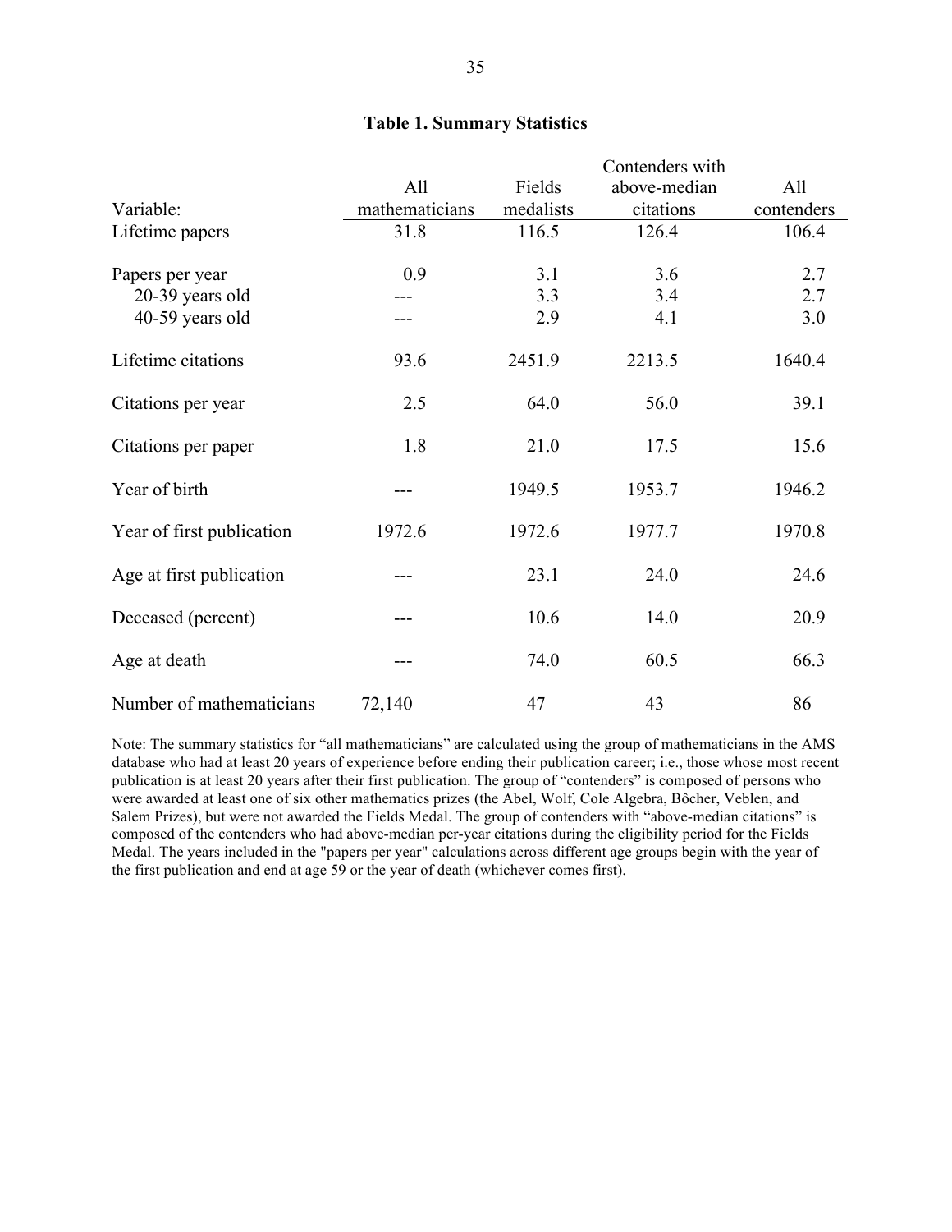**Table 1. Summary Statistics**

| Variable: | All mathematicians | Fields medalists | Contenders with above-median citations | All contenders |
|---|---|---|---|---|
| Lifetime papers | 31.8 | 116.5 | 126.4 | 106.4 |
| Papers per year | 0.9 | 3.1 | 3.6 | 2.7 |
| 20-39 years old | --- | 3.3 | 3.4 | 2.7 |
| 40-59 years old | --- | 2.9 | 4.1 | 3.0 |
| Lifetime citations | 93.6 | 2451.9 | 2213.5 | 1640.4 |
| Citations per year | 2.5 | 64.0 | 56.0 | 39.1 |
| Citations per paper | 1.8 | 21.0 | 17.5 | 15.6 |
| Year of birth | --- | 1949.5 | 1953.7 | 1946.2 |
| Year of first publication | 1972.6 | 1972.6 | 1977.7 | 1970.8 |
| Age at first publication | --- | 23.1 | 24.0 | 24.6 |
| Deceased (percent) | --- | 10.6 | 14.0 | 20.9 |
| Age at death | --- | 74.0 | 60.5 | 66.3 |
| Number of mathematicians | 72,140 | 47 | 43 | 86 |

Note: The summary statistics for "all mathematicians" are calculated using the group of mathematicians in the AMS database who had at least 20 years of experience before ending their publication career; i.e., those whose most recent publication is at least 20 years after their first publication. The group of "contenders" is composed of persons who were awarded at least one of six other mathematics prizes (the Abel, Wolf, Cole Algebra, Bôcher, Veblen, and Salem Prizes), but were not awarded the Fields Medal. The group of contenders with "above-median citations" is composed of the contenders who had above-median per-year citations during the eligibility period for the Fields Medal. The years included in the "papers per year" calculations across different age groups begin with the year of the first publication and end at age 59 or the year of death (whichever comes first).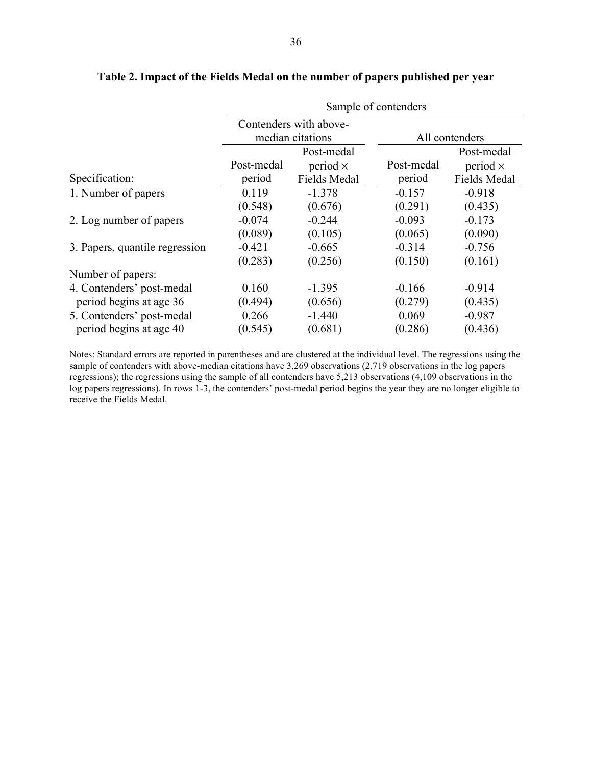**Table 2. Impact of the Fields Medal on the number of papers published per year**

| | Sample of contenders | | | |
|---|---|---|---|---|
| | Contenders with above-median citations | | All contenders | |
| Specification: | Post-medal period | Post-medal period × Fields Medal | Post-medal period | Post-medal period × Fields Medal |
| 1. Number of papers | 0.119 | -1.378 | -0.157 | -0.918 |
| | (0.548) | (0.676) | (0.291) | (0.435) |
| 2. Log number of papers | -0.074 | -0.244 | -0.093 | -0.173 |
| | (0.089) | (0.105) | (0.065) | (0.090) |
| 3. Papers, quantile regression | -0.421 | -0.665 | -0.314 | -0.756 |
| | (0.283) | (0.256) | (0.150) | (0.161) |
| Number of papers: | | | | |
| 4. Contenders' post-medal period begins at age 36 | 0.160 | -1.395 | -0.166 | -0.914 |
| | (0.494) | (0.656) | (0.279) | (0.435) |
| 5. Contenders' post-medal period begins at age 40 | 0.266 | -1.440 | 0.069 | -0.987 |
| | (0.545) | (0.681) | (0.286) | (0.436) |

Notes: Standard errors are reported in parentheses and are clustered at the individual level. The regressions using the sample of contenders with above-median citations have 3,269 observations (2,719 observations in the log papers regressions); the regressions using the sample of all contenders have 5,213 observations (4,109 observations in the log papers regressions). In rows 1-3, the contenders' post-medal period begins the year they are no longer eligible to receive the Fields Medal.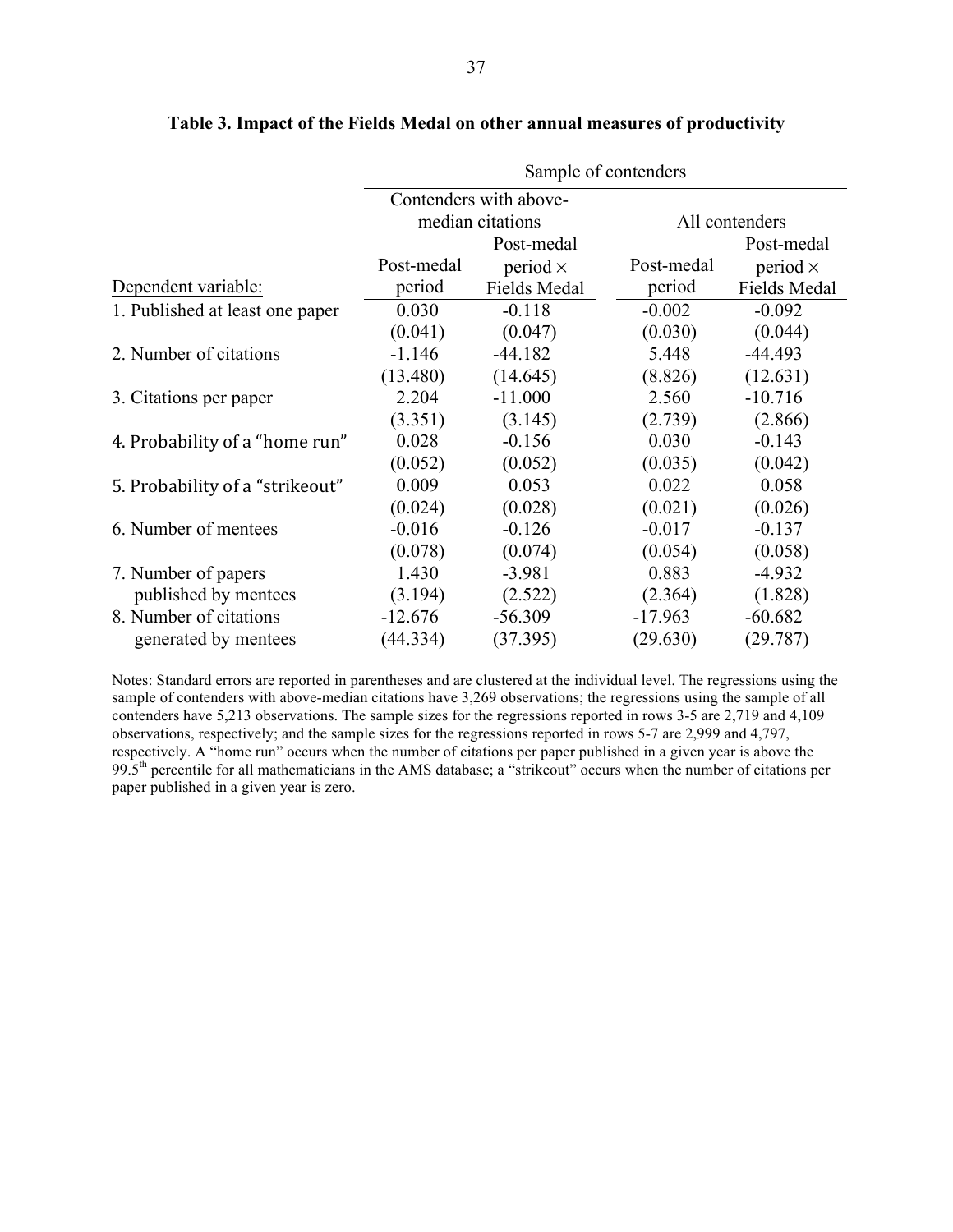**Table 3. Impact of the Fields Medal on other annual measures of productivity**

| | Sample of contenders | | | |
|---|---|---|---|---|
| | Contenders with above-median citations | | All contenders | |
| Dependent variable: | Post-medal period | Post-medal period × Fields Medal | Post-medal period | Post-medal period × Fields Medal |
| 1. Published at least one paper | 0.030 | -0.118 | -0.002 | -0.092 |
| | (0.041) | (0.047) | (0.030) | (0.044) |
| 2. Number of citations | -1.146 | -44.182 | 5.448 | -44.493 |
| | (13.480) | (14.645) | (8.826) | (12.631) |
| 3. Citations per paper | 2.204 | -11.000 | 2.560 | -10.716 |
| | (3.351) | (3.145) | (2.739) | (2.866) |
| 4. Probability of a "home run" | 0.028 | -0.156 | 0.030 | -0.143 |
| | (0.052) | (0.052) | (0.035) | (0.042) |
| 5. Probability of a "strikeout" | 0.009 | 0.053 | 0.022 | 0.058 |
| | (0.024) | (0.028) | (0.021) | (0.026) |
| 6. Number of mentees | -0.016 | -0.126 | -0.017 | -0.137 |
| | (0.078) | (0.074) | (0.054) | (0.058) |
| 7. Number of papers published by mentees | 1.430 | -3.981 | 0.883 | -4.932 |
| | (3.194) | (2.522) | (2.364) | (1.828) |
| 8. Number of citations generated by mentees | -12.676 | -56.309 | -17.963 | -60.682 |
| | (44.334) | (37.395) | (29.630) | (29.787) |

Notes: Standard errors are reported in parentheses and are clustered at the individual level. The regressions using the sample of contenders with above-median citations have 3,269 observations; the regressions using the sample of all contenders have 5,213 observations. The sample sizes for the regressions reported in rows 3-5 are 2,719 and 4,109 observations, respectively; and the sample sizes for the regressions reported in rows 5-7 are 2,999 and 4,797, respectively. A "home run" occurs when the number of citations per paper published in a given year is above the 99.5th percentile for all mathematicians in the AMS database; a "strikeout" occurs when the number of citations per paper published in a given year is zero.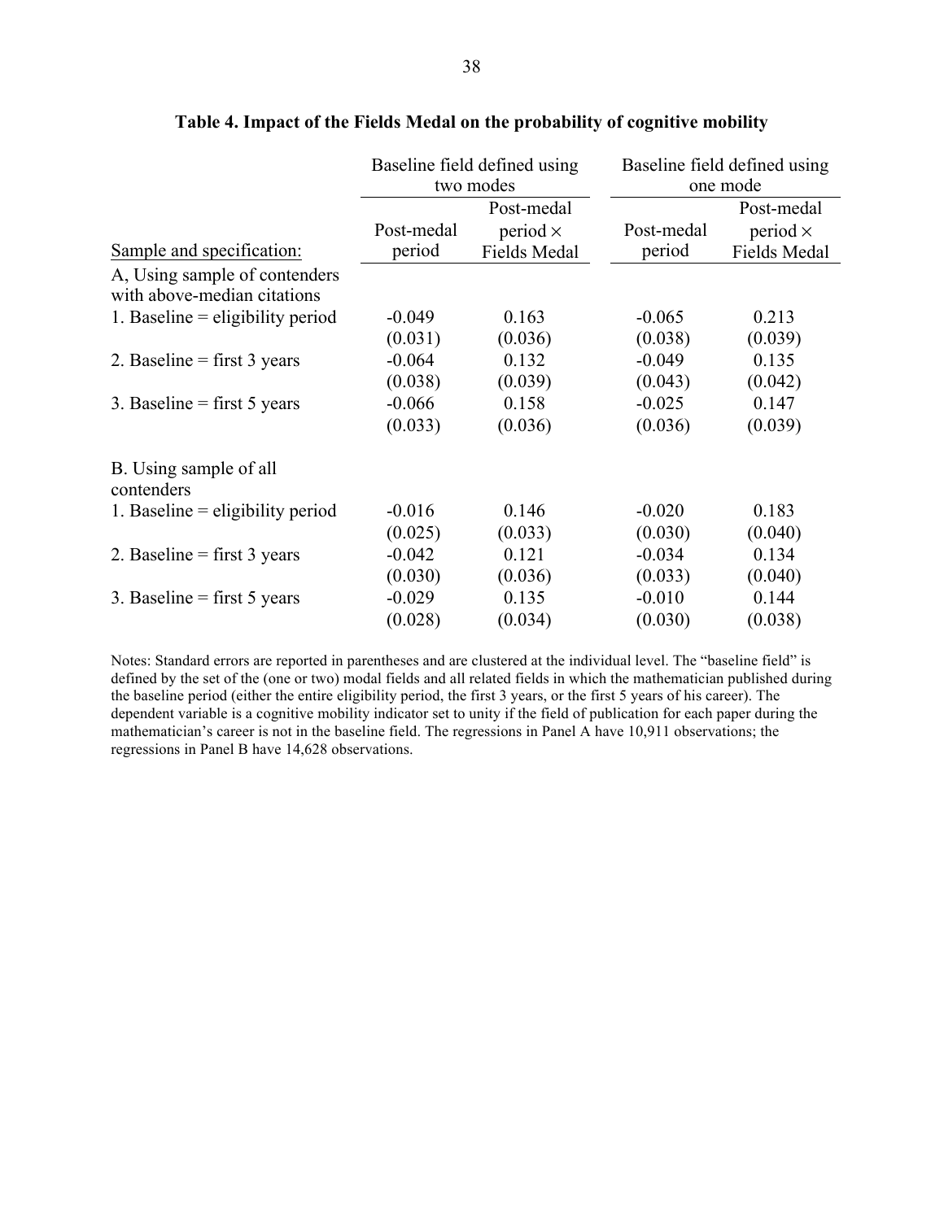**Table 4. Impact of the Fields Medal on the probability of cognitive mobility**

| | Baseline field defined using two modes | | Baseline field defined using one mode | |
|---|---|---|---|---|
| Sample and specification: | Post-medal period | Post-medal period × Fields Medal | Post-medal period | Post-medal period × Fields Medal |
| A, Using sample of contenders with above-median citations | | | | |
| 1. Baseline = eligibility period | -0.049 | 0.163 | -0.065 | 0.213 |
| | (0.031) | (0.036) | (0.038) | (0.039) |
| 2. Baseline = first 3 years | -0.064 | 0.132 | -0.049 | 0.135 |
| | (0.038) | (0.039) | (0.043) | (0.042) |
| 3. Baseline = first 5 years | -0.066 | 0.158 | -0.025 | 0.147 |
| | (0.033) | (0.036) | (0.036) | (0.039) |
| B. Using sample of all contenders | | | | |
| 1. Baseline = eligibility period | -0.016 | 0.146 | -0.020 | 0.183 |
| | (0.025) | (0.033) | (0.030) | (0.040) |
| 2. Baseline = first 3 years | -0.042 | 0.121 | -0.034 | 0.134 |
| | (0.030) | (0.036) | (0.033) | (0.040) |
| 3. Baseline = first 5 years | -0.029 | 0.135 | -0.010 | 0.144 |
| | (0.028) | (0.034) | (0.030) | (0.038) |

Notes: Standard errors are reported in parentheses and are clustered at the individual level. The "baseline field" is defined by the set of the (one or two) modal fields and all related fields in which the mathematician published during the baseline period (either the entire eligibility period, the first 3 years, or the first 5 years of his career). The dependent variable is a cognitive mobility indicator set to unity if the field of publication for each paper during the mathematician's career is not in the baseline field. The regressions in Panel A have 10,911 observations; the regressions in Panel B have 14,628 observations.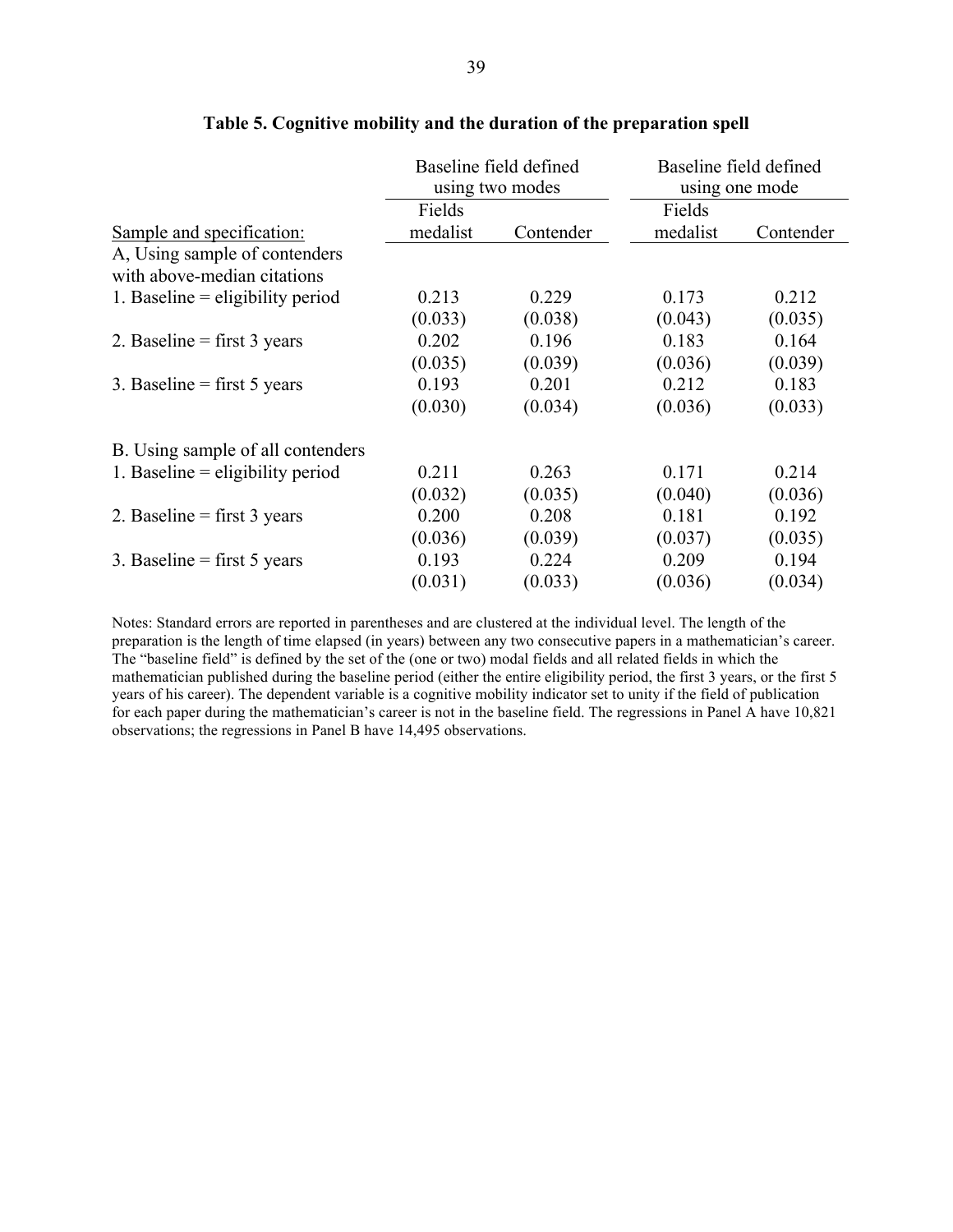**Table 5. Cognitive mobility and the duration of the preparation spell**

| | Baseline field defined using two modes | | Baseline field defined using one mode | |
|---|---|---|---|---|
| Sample and specification: | Fields medalist | Contender | Fields medalist | Contender |
| A, Using sample of contenders with above-median citations | | | | |
| 1. Baseline = eligibility period | 0.213 | 0.229 | 0.173 | 0.212 |
| | (0.033) | (0.038) | (0.043) | (0.035) |
| 2. Baseline = first 3 years | 0.202 | 0.196 | 0.183 | 0.164 |
| | (0.035) | (0.039) | (0.036) | (0.039) |
| 3. Baseline = first 5 years | 0.193 | 0.201 | 0.212 | 0.183 |
| | (0.030) | (0.034) | (0.036) | (0.033) |
| B. Using sample of all contenders | | | | |
| 1. Baseline = eligibility period | 0.211 | 0.263 | 0.171 | 0.214 |
| | (0.032) | (0.035) | (0.040) | (0.036) |
| 2. Baseline = first 3 years | 0.200 | 0.208 | 0.181 | 0.192 |
| | (0.036) | (0.039) | (0.037) | (0.035) |
| 3. Baseline = first 5 years | 0.193 | 0.224 | 0.209 | 0.194 |
| | (0.031) | (0.033) | (0.036) | (0.034) |

Notes: Standard errors are reported in parentheses and are clustered at the individual level. The length of the preparation is the length of time elapsed (in years) between any two consecutive papers in a mathematician's career. The "baseline field" is defined by the set of the (one or two) modal fields and all related fields in which the mathematician published during the baseline period (either the entire eligibility period, the first 3 years, or the first 5 years of his career). The dependent variable is a cognitive mobility indicator set to unity if the field of publication for each paper during the mathematician's career is not in the baseline field. The regressions in Panel A have 10,821 observations; the regressions in Panel B have 14,495 observations.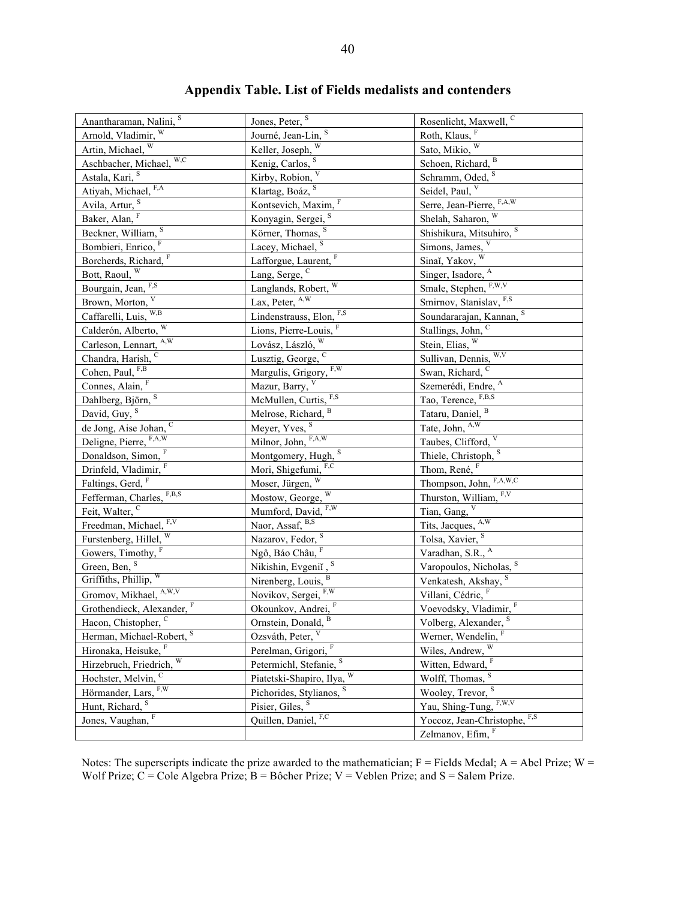**Appendix Table. List of Fields medalists and contenders**

| | | |
|---|---|---|
| Anantharaman, Nalini, [S] | Jones, Peter, [S] | Rosenlicht, Maxwell, [C] |
| Arnold, Vladimir, [W] | Journé, Jean-Lin, [S] | Roth, Klaus, [F] |
| Artin, Michael, [W] | Keller, Joseph, [W] | Sato, Mikio, [W] |
| Aschbacher, Michael, [W,C] | Kenig, Carlos, [S] | Schoen, Richard, [B] |
| Astala, Kari, [S] | Kirby, Robion, [V] | Schramm, Oded, [S] |
| Atiyah, Michael, [F,A] | Klartag, Boáz, [S] | Seidel, Paul, [V] |
| Avila, Artur, [S] | Kontsevich, Maxim, [F] | Serre, Jean-Pierre, [F,A,W] |
| Baker, Alan, [F] | Konyagin, Sergei, [S] | Shelah, Saharon, [W] |
| Beckner, William, [S] | Körner, Thomas, [S] | Shishikura, Mitsuhiro, [S] |
| Bombieri, Enrico, [F] | Lacey, Michael, [S] | Simons, James, [V] |
| Borcherds, Richard, [F] | Lafforgue, Laurent, [F] | Sinaĭ, Yakov, [W] |
| Bott, Raoul, [W] | Lang, Serge, [C] | Singer, Isadore, [A] |
| Bourgain, Jean, [F,S] | Langlands, Robert, [W] | Smale, Stephen, [F,W,V] |
| Brown, Morton, [V] | Lax, Peter, [A,W] | Smirnov, Stanislav, [F,S] |
| Caffarelli, Luis, [W,B] | Lindenstrauss, Elon, [F,S] | Soundararajan, Kannan, [S] |
| Calderón, Alberto, [W] | Lions, Pierre-Louis, [F] | Stallings, John, [C] |
| Carleson, Lennart, [A,W] | Lovász, László, [W] | Stein, Elias, [W] |
| Chandra, Harish, [C] | Lusztig, George, [C] | Sullivan, Dennis, [W,V] |
| Cohen, Paul, [F,B] | Margulis, Grigory, [F,W] | Swan, Richard, [C] |
| Connes, Alain, [F] | Mazur, Barry, [V] | Szemerédi, Endre, [A] |
| Dahlberg, Björn, [S] | McMullen, Curtis, [F,S] | Tao, Terence, [F,B,S] |
| David, Guy, [S] | Melrose, Richard, [B] | Tataru, Daniel, [B] |
| de Jong, Aise Johan, [C] | Meyer, Yves, [S] | Tate, John, [A,W] |
| Deligne, Pierre, [F,A,W] | Milnor, John, [F,A,W] | Taubes, Clifford, [V] |
| Donaldson, Simon, [F] | Montgomery, Hugh, [S] | Thiele, Christoph, [S] |
| Drinfeld, Vladimir, [F] | Mori, Shigefumi, [F,C] | Thom, René, [F] |
| Faltings, Gerd, [F] | Moser, Jürgen, [W] | Thompson, John, [F,A,W,C] |
| Fefferman, Charles, [F,B,S] | Mostow, George, [W] | Thurston, William, [F,V] |
| Feit, Walter, [C] | Mumford, David, [F,W] | Tian, Gang, [V] |
| Freedman, Michael, [F,V] | Naor, Assaf, [B,S] | Tits, Jacques, [A,W] |
| Furstenberg, Hillel, [W] | Nazarov, Fedor, [S] | Tolsa, Xavier, [S] |
| Gowers, Timothy, [F] | Ngô, Báo Châu, [F] | Varadhan, S.R., [A] |
| Green, Ben, [S] | Nikishin, Evgeniĭ , [S] | Varopoulos, Nicholas, [S] |
| Griffiths, Phillip, [W] | Nirenberg, Louis, [B] | Venkatesh, Akshay, [S] |
| Gromov, Mikhael, [A,W,V] | Novikov, Sergei, [F,W] | Villani, Cédric, [F] |
| Grothendieck, Alexander, [F] | Okounkov, Andrei, [F] | Voevodsky, Vladimir, [F] |
| Hacon, Chistopher, [C] | Ornstein, Donald, [B] | Volberg, Alexander, [S] |
| Herman, Michael-Robert, [S] | Ozsváth, Peter, [V] | Werner, Wendelin, [F] |
| Hironaka, Heisuke, [F] | Perelman, Grigori, [F] | Wiles, Andrew, [W] |
| Hirzebruch, Friedrich, [W] | Petermichl, Stefanie, [S] | Witten, Edward, [F] |
| Hochster, Melvin, [C] | Piatetski-Shapiro, Ilya, [W] | Wolff, Thomas, [S] |
| Hörmander, Lars, [F,W] | Pichorides, Stylianos, [S] | Wooley, Trevor, [S] |
| Hunt, Richard, [S] | Pisier, Giles, [S] | Yau, Shing-Tung, [F,W,V] |
| Jones, Vaughan, [F] | Quillen, Daniel, [F,C] | Yoccoz, Jean-Christophe, [F,S] |
| | | Zelmanov, Efim, [F] |

Notes: The superscripts indicate the prize awarded to the mathematician; F = Fields Medal; A = Abel Prize; W = Wolf Prize; C = Cole Algebra Prize; B = Bôcher Prize; V = Veblen Prize; and S = Salem Prize.